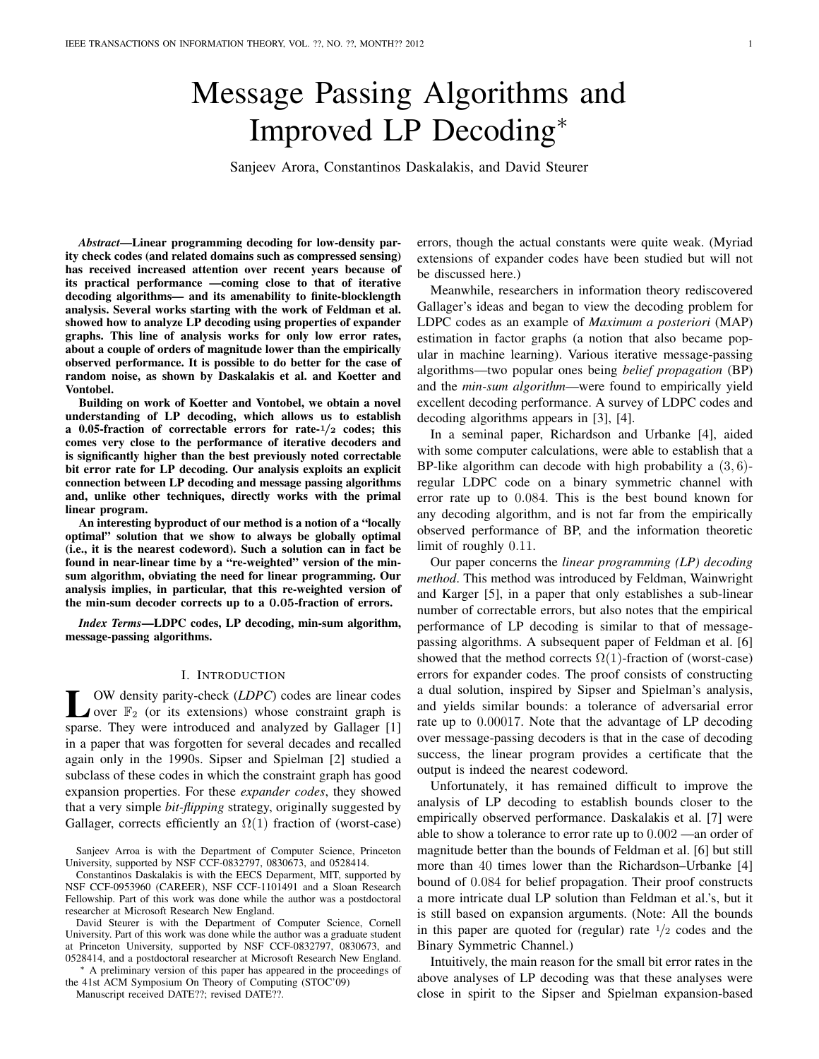# Message Passing Algorithms and Improved LP Decoding*

Sanjeev Arora, Constantinos Daskalakis, and David Steurer

***Abstract*—Linear programming decoding for low-density parity check codes (and related domains such as compressed sensing) has received increased attention over recent years because of its practical performance —coming close to that of iterative decoding algorithms— and its amenability to finite-blocklength analysis. Several works starting with the work of Feldman et al. showed how to analyze LP decoding using properties of expander graphs. This line of analysis works for only low error rates, about a couple of orders of magnitude lower than the empirically observed performance. It is possible to do better for the case of random noise, as shown by Daskalakis et al. and Koetter and Vontobel.**

**Building on work of Koetter and Vontobel, we obtain a novel understanding of LP decoding, which allows us to establish a 0.05-fraction of correctable errors for rate-$1/2$ codes; this comes very close to the performance of iterative decoders and is significantly higher than the best previously noted correctable bit error rate for LP decoding. Our analysis exploits an explicit connection between LP decoding and message passing algorithms and, unlike other techniques, directly works with the primal linear program.**

**An interesting byproduct of our method is a notion of a "locally optimal" solution that we show to always be globally optimal (i.e., it is the nearest codeword). Such a solution can in fact be found in near-linear time by a "re-weighted" version of the min-sum algorithm, obviating the need for linear programming. Our analysis implies, in particular, that this re-weighted version of the min-sum decoder corrects up to a $0.05$-fraction of errors.**

***Index Terms*—LDPC codes, LP decoding, min-sum algorithm, message-passing algorithms.**

## I. Introduction

Low density parity-check (*LDPC*) codes are linear codes over $\mathbb{F}_2$ (or its extensions) whose constraint graph is sparse. They were introduced and analyzed by Gallager [1] in a paper that was forgotten for several decades and recalled again only in the 1990s. Sipser and Spielman [2] studied a subclass of these codes in which the constraint graph has good expansion properties. For these *expander codes*, they showed that a very simple *bit-flipping* strategy, originally suggested by Gallager, corrects efficiently an $\Omega(1)$ fraction of (worst-case) errors, though the actual constants were quite weak. (Myriad extensions of expander codes have been studied but will not be discussed here.)

Meanwhile, researchers in information theory rediscovered Gallager's ideas and began to view the decoding problem for LDPC codes as an example of *Maximum a posteriori* (MAP) estimation in factor graphs (a notion that also became popular in machine learning). Various iterative message-passing algorithms—two popular ones being *belief propagation* (BP) and the *min-sum algorithm*—were found to empirically yield excellent decoding performance. A survey of LDPC codes and decoding algorithms appears in [3], [4].

In a seminal paper, Richardson and Urbanke [4], aided with some computer calculations, were able to establish that a BP-like algorithm can decode with high probability a $(3, 6)$-regular LDPC code on a binary symmetric channel with error rate up to $0.084$. This is the best bound known for any decoding algorithm, and is not far from the empirically observed performance of BP, and the information theoretic limit of roughly $0.11$.

Our paper concerns the *linear programming (LP) decoding method*. This method was introduced by Feldman, Wainwright and Karger [5], in a paper that only establishes a sub-linear number of correctable errors, but also notes that the empirical performance of LP decoding is similar to that of message-passing algorithms. A subsequent paper of Feldman et al. [6] showed that the method corrects $\Omega(1)$-fraction of (worst-case) errors for expander codes. The proof consists of constructing a dual solution, inspired by Sipser and Spielman's analysis, and yields similar bounds: a tolerance of adversarial error rate up to $0.00017$. Note that the advantage of LP decoding over message-passing decoders is that in the case of decoding success, the linear program provides a certificate that the output is indeed the nearest codeword.

Unfortunately, it has remained difficult to improve the analysis of LP decoding to establish bounds closer to the empirically observed performance. Daskalakis et al. [7] were able to show a tolerance to error rate up to $0.002$ —an order of magnitude better than the bounds of Feldman et al. [6] but still more than $40$ times lower than the Richardson–Urbanke [4] bound of $0.084$ for belief propagation. Their proof constructs a more intricate dual LP solution than Feldman et al.'s, but it is still based on expansion arguments. (Note: All the bounds in this paper are quoted for (regular) rate $1/2$ codes and the Binary Symmetric Channel.)

Intuitively, the main reason for the small bit error rates in the above analyses of LP decoding was that these analyses were close in spirit to the Sipser and Spielman expansion-based

---

Sanjeev Arroa is with the Department of Computer Science, Princeton University, supported by NSF CCF-0832797, 0830673, and 0528414.

Constantinos Daskalakis is with the EECS Deparment, MIT, supported by NSF CCF-0953960 (CAREER), NSF CCF-1101491 and a Sloan Research Fellowship. Part of this work was done while the author was a postdoctoral researcher at Microsoft Research New England.

David Steurer is with the Department of Computer Science, Cornell University. Part of this work was done while the author was a graduate student at Princeton University, supported by NSF CCF-0832797, 0830673, and 0528414, and a postdoctoral researcher at Microsoft Research New England.

* A preliminary version of this paper has appeared in the proceedings of the 41st ACM Symposium On Theory of Computing (STOC'09)

Manuscript received DATE??; revised DATE??.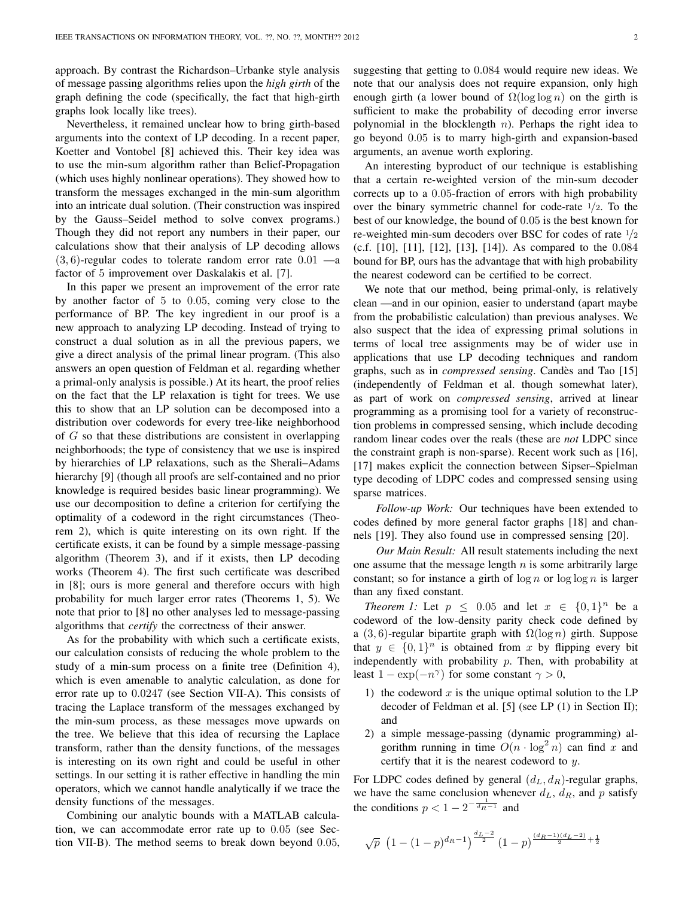approach. By contrast the Richardson–Urbanke style analysis of message passing algorithms relies upon the *high girth* of the graph defining the code (specifically, the fact that high-girth graphs look locally like trees).

Nevertheless, it remained unclear how to bring girth-based arguments into the context of LP decoding. In a recent paper, Koetter and Vontobel [8] achieved this. Their key idea was to use the min-sum algorithm rather than Belief-Propagation (which uses highly nonlinear operations). They showed how to transform the messages exchanged in the min-sum algorithm into an intricate dual solution. (Their construction was inspired by the Gauss–Seidel method to solve convex programs.) Though they did not report any numbers in their paper, our calculations show that their analysis of LP decoding allows $(3, 6)$-regular codes to tolerate random error rate $0.01$ —a factor of 5 improvement over Daskalakis et al. [7].

In this paper we present an improvement of the error rate by another factor of 5 to $0.05$, coming very close to the performance of BP. The key ingredient in our proof is a new approach to analyzing LP decoding. Instead of trying to construct a dual solution as in all the previous papers, we give a direct analysis of the primal linear program. (This also answers an open question of Feldman et al. regarding whether a primal-only analysis is possible.) At its heart, the proof relies on the fact that the LP relaxation is tight for trees. We use this to show that an LP solution can be decomposed into a distribution over codewords for every tree-like neighborhood of $G$ so that these distributions are consistent in overlapping neighborhoods; the type of consistency that we use is inspired by hierarchies of LP relaxations, such as the Sherali–Adams hierarchy [9] (though all proofs are self-contained and no prior knowledge is required besides basic linear programming). We use our decomposition to define a criterion for certifying the optimality of a codeword in the right circumstances (Theorem 2), which is quite interesting on its own right. If the certificate exists, it can be found by a simple message-passing algorithm (Theorem 3), and if it exists, then LP decoding works (Theorem 4). The first such certificate was described in [8]; ours is more general and therefore occurs with high probability for much larger error rates (Theorems 1, 5). We note that prior to [8] no other analyses led to message-passing algorithms that *certify* the correctness of their answer.

As for the probability with which such a certificate exists, our calculation consists of reducing the whole problem to the study of a min-sum process on a finite tree (Definition 4), which is even amenable to analytic calculation, as done for error rate up to $0.0247$ (see Section VII-A). This consists of tracing the Laplace transform of the messages exchanged by the min-sum process, as these messages move upwards on the tree. We believe that this idea of recursing the Laplace transform, rather than the density functions, of the messages is interesting on its own right and could be useful in other settings. In our setting it is rather effective in handling the min operators, which we cannot handle analytically if we trace the density functions of the messages.

Combining our analytic bounds with a MATLAB calculation, we can accommodate error rate up to $0.05$ (see Section VII-B). The method seems to break down beyond $0.05$, suggesting that getting to $0.084$ would require new ideas. We note that our analysis does not require expansion, only high enough girth (a lower bound of $\Omega(\log\log n)$ on the girth is sufficient to make the probability of decoding error inverse polynomial in the blocklength $n$). Perhaps the right idea to go beyond $0.05$ is to marry high-girth and expansion-based arguments, an avenue worth exploring.

An interesting byproduct of our technique is establishing that a certain re-weighted version of the min-sum decoder corrects up to a $0.05$-fraction of errors with high probability over the binary symmetric channel for code-rate $1/2$. To the best of our knowledge, the bound of $0.05$ is the best known for re-weighted min-sum decoders over BSC for codes of rate $1/2$ (c.f. [10], [11], [12], [13], [14]). As compared to the $0.084$ bound for BP, ours has the advantage that with high probability the nearest codeword can be certified to be correct.

We note that our method, being primal-only, is relatively clean —and in our opinion, easier to understand (apart maybe from the probabilistic calculation) than previous analyses. We also suspect that the idea of expressing primal solutions in terms of local tree assignments may be of wider use in applications that use LP decoding techniques and random graphs, such as in *compressed sensing*. Candès and Tao [15] (independently of Feldman et al. though somewhat later), as part of work on *compressed sensing*, arrived at linear programming as a promising tool for a variety of reconstruction problems in compressed sensing, which include decoding random linear codes over the reals (these are *not* LDPC since the constraint graph is non-sparse). Recent work such as [16], [17] makes explicit the connection between Sipser–Spielman type decoding of LDPC codes and compressed sensing using sparse matrices.

*Follow-up Work:* Our techniques have been extended to codes defined by more general factor graphs [18] and channels [19]. They also found use in compressed sensing [20].

*Our Main Result:* All result statements including the next one assume that the message length $n$ is some arbitrarily large constant; so for instance a girth of $\log n$ or $\log\log n$ is larger than any fixed constant.

*Theorem 1:* Let $p \leq 0.05$ and let $x \in \{0,1\}^n$ be a codeword of the low-density parity check code defined by a $(3, 6)$-regular bipartite graph with $\Omega(\log n)$ girth. Suppose that $y \in \{0,1\}^n$ is obtained from $x$ by flipping every bit independently with probability $p$. Then, with probability at least $1 - \exp(-n^{\gamma})$ for some constant $\gamma > 0$,

1) the codeword $x$ is the unique optimal solution to the LP decoder of Feldman et al. [5] (see LP (1) in Section II); and
2) a simple message-passing (dynamic programming) algorithm running in time $O(n \cdot \log^2 n)$ can find $x$ and certify that it is the nearest codeword to $y$.

For LDPC codes defined by general $(d_L, d_R)$-regular graphs, we have the same conclusion whenever $d_L$, $d_R$, and $p$ satisfy the conditions $p < 1 - 2^{-\frac{1}{d_R-1}}$ and

$$\sqrt{p}\ \left(1-(1-p)^{d_R-1}\right)^{\frac{d_L-2}{2}}(1-p)^{\frac{(d_R-1)(d_L-2)}{2}+\frac{1}{2}}$$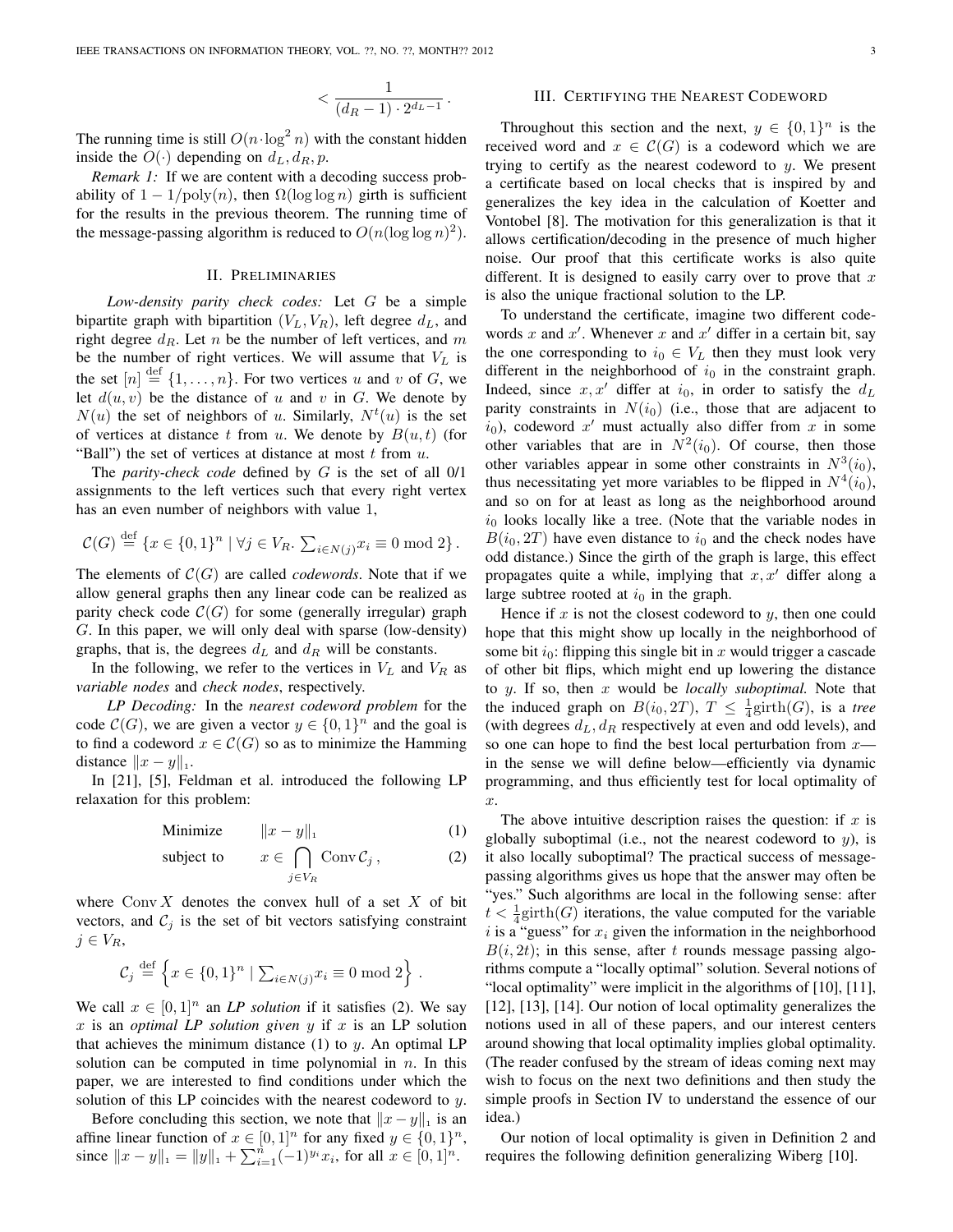$$< \frac{1}{(d_R - 1) \cdot 2^{d_L - 1}} .$$

The running time is still $O(n \cdot \log^2 n)$ with the constant hidden inside the $O(\cdot)$ depending on $d_L, d_R, p$.

*Remark 1:* If we are content with a decoding success probability of $1 - 1/\text{poly}(n)$, then $\Omega(\log \log n)$ girth is sufficient for the results in the previous theorem. The running time of the message-passing algorithm is reduced to $O(n(\log \log n)^2)$.

## II. Preliminaries

*Low-density parity check codes:* Let $G$ be a simple bipartite graph with bipartition $(V_L, V_R)$, left degree $d_L$, and right degree $d_R$. Let $n$ be the number of left vertices, and $m$ be the number of right vertices. We will assume that $V_L$ is the set $[n] \stackrel{\text{def}}{=} \{1, \ldots, n\}$. For two vertices $u$ and $v$ of $G$, we let $d(u, v)$ be the distance of $u$ and $v$ in $G$. We denote by $N(u)$ the set of neighbors of $u$. Similarly, $N^t(u)$ is the set of vertices at distance $t$ from $u$. We denote by $B(u, t)$ (for "Ball") the set of vertices at distance at most $t$ from $u$.

The *parity-check code* defined by $G$ is the set of all 0/1 assignments to the left vertices such that every right vertex has an even number of neighbors with value 1,

$$\mathcal{C}(G) \stackrel{\text{def}}{=} \{x \in \{0,1\}^n \mid \forall j \in V_R. \textstyle\sum_{i \in N(j)} x_i \equiv 0 \bmod 2\} .$$

The elements of $\mathcal{C}(G)$ are called *codewords*. Note that if we allow general graphs then any linear code can be realized as parity check code $\mathcal{C}(G)$ for some (generally irregular) graph $G$. In this paper, we will only deal with sparse (low-density) graphs, that is, the degrees $d_L$ and $d_R$ will be constants.

In the following, we refer to the vertices in $V_L$ and $V_R$ as *variable nodes* and *check nodes*, respectively.

*LP Decoding:* In the *nearest codeword problem* for the code $\mathcal{C}(G)$, we are given a vector $y \in \{0,1\}^n$ and the goal is to find a codeword $x \in \mathcal{C}(G)$ so as to minimize the Hamming distance $\|x - y\|_1$.

In [21], [5], Feldman et al. introduced the following LP relaxation for this problem:

$$\text{Minimize} \qquad \|x - y\|_1 \tag{1}$$

$$\text{subject to} \qquad x \in \bigcap_{j \in V_R} \operatorname{Conv} \mathcal{C}_j \, , \tag{2}$$

where $\operatorname{Conv} X$ denotes the convex hull of a set $X$ of bit vectors, and $\mathcal{C}_j$ is the set of bit vectors satisfying constraint $j \in V_R$,

$$\mathcal{C}_j \stackrel{\text{def}}{=} \left\{ x \in \{0,1\}^n \mid \textstyle\sum_{i \in N(j)} x_i \equiv 0 \bmod 2 \right\} .$$

We call $x \in [0,1]^n$ an *LP solution* if it satisfies (2). We say $x$ is an *optimal LP solution given* $y$ if $x$ is an LP solution that achieves the minimum distance (1) to $y$. An optimal LP solution can be computed in time polynomial in $n$. In this paper, we are interested to find conditions under which the solution of this LP coincides with the nearest codeword to $y$.

Before concluding this section, we note that $\|x - y\|_1$ is an affine linear function of $x \in [0,1]^n$ for any fixed $y \in \{0,1\}^n$, since $\|x - y\|_1 = \|y\|_1 + \sum_{i=1}^n (-1)^{y_i} x_i$, for all $x \in [0,1]^n$.

## III. Certifying the Nearest Codeword

Throughout this section and the next, $y \in \{0,1\}^n$ is the received word and $x \in \mathcal{C}(G)$ is a codeword which we are trying to certify as the nearest codeword to $y$. We present a certificate based on local checks that is inspired by and generalizes the key idea in the calculation of Koetter and Vontobel [8]. The motivation for this generalization is that it allows certification/decoding in the presence of much higher noise. Our proof that this certificate works is also quite different. It is designed to easily carry over to prove that $x$ is also the unique fractional solution to the LP.

To understand the certificate, imagine two different codewords $x$ and $x'$. Whenever $x$ and $x'$ differ in a certain bit, say the one corresponding to $i_0 \in V_L$ then they must look very different in the neighborhood of $i_0$ in the constraint graph. Indeed, since $x, x'$ differ at $i_0$, in order to satisfy the $d_L$ parity constraints in $N(i_0)$ (i.e., those that are adjacent to $i_0$), codeword $x'$ must actually also differ from $x$ in some other variables that are in $N^2(i_0)$. Of course, then those other variables appear in some other constraints in $N^3(i_0)$, thus necessitating yet more variables to be flipped in $N^4(i_0)$, and so on for at least as long as the neighborhood around $i_0$ looks locally like a tree. (Note that the variable nodes in $B(i_0, 2T)$ have even distance to $i_0$ and the check nodes have odd distance.) Since the girth of the graph is large, this effect propagates quite a while, implying that $x, x'$ differ along a large subtree rooted at $i_0$ in the graph.

Hence if $x$ is not the closest codeword to $y$, then one could hope that this might show up locally in the neighborhood of some bit $i_0$: flipping this single bit in $x$ would trigger a cascade of other bit flips, which might end up lowering the distance to $y$. If so, then $x$ would be *locally suboptimal.* Note that the induced graph on $B(i_0, 2T)$, $T \le \frac{1}{4}\text{girth}(G)$, is a *tree* (with degrees $d_L, d_R$ respectively at even and odd levels), and so one can hope to find the best local perturbation from $x$—in the sense we will define below—efficiently via dynamic programming, and thus efficiently test for local optimality of $x$.

The above intuitive description raises the question: if $x$ is globally suboptimal (i.e., not the nearest codeword to $y$), is it also locally suboptimal? The practical success of message-passing algorithms gives us hope that the answer may often be "yes." Such algorithms are local in the following sense: after $t < \frac{1}{4}\text{girth}(G)$ iterations, the value computed for the variable $i$ is a "guess" for $x_i$ given the information in the neighborhood $B(i, 2t)$; in this sense, after $t$ rounds message passing algorithms compute a "locally optimal" solution. Several notions of "local optimality" were implicit in the algorithms of [10], [11], [12], [13], [14]. Our notion of local optimality generalizes the notions used in all of these papers, and our interest centers around showing that local optimality implies global optimality. (The reader confused by the stream of ideas coming next may wish to focus on the next two definitions and then study the simple proofs in Section IV to understand the essence of our idea.)

Our notion of local optimality is given in Definition 2 and requires the following definition generalizing Wiberg [10].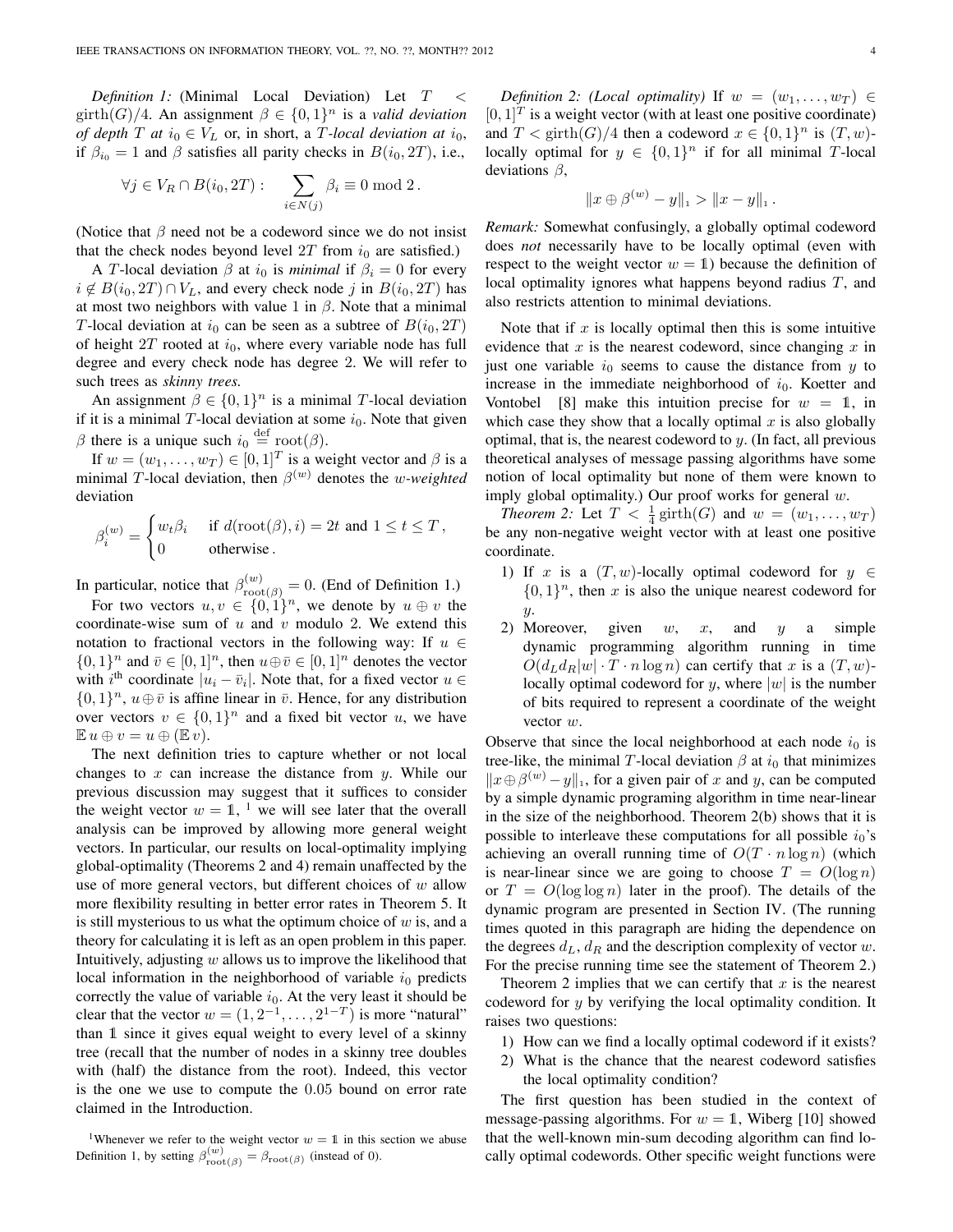*Definition 1:* (Minimal Local Deviation) Let $T < \operatorname{girth}(G)/4$. An assignment $\beta \in \{0,1\}^n$ is a *valid deviation of depth $T$ at $i_0 \in V_L$* or, in short, a *$T$-local deviation at $i_0$*, if $\beta_{i_0} = 1$ and $\beta$ satisfies all parity checks in $B(i_0, 2T)$, i.e.,

$$\forall j \in V_R \cap B(i_0, 2T): \quad \sum_{i \in N(j)} \beta_i \equiv 0 \bmod 2\,.$$

(Notice that $\beta$ need not be a codeword since we do not insist that the check nodes beyond level $2T$ from $i_0$ are satisfied.)

A $T$-local deviation $\beta$ at $i_0$ is *minimal* if $\beta_i = 0$ for every $i \notin B(i_0, 2T) \cap V_L$, and every check node $j$ in $B(i_0, 2T)$ has at most two neighbors with value 1 in $\beta$. Note that a minimal $T$-local deviation at $i_0$ can be seen as a subtree of $B(i_0, 2T)$ of height $2T$ rooted at $i_0$, where every variable node has full degree and every check node has degree 2. We will refer to such trees as *skinny trees.*

An assignment $\beta \in \{0,1\}^n$ is a minimal $T$-local deviation if it is a minimal $T$-local deviation at some $i_0$. Note that given $\beta$ there is a unique such $i_0 \stackrel{\text{def}}{=} \operatorname{root}(\beta)$.

If $w = (w_1, \ldots, w_T) \in [0,1]^T$ is a weight vector and $\beta$ is a minimal $T$-local deviation, then $\beta^{(w)}$ denotes the *$w$-weighted* deviation

$$\beta_i^{(w)} = \begin{cases} w_t \beta_i & \text{if } d(\operatorname{root}(\beta), i) = 2t \text{ and } 1 \leq t \leq T\,, \\ 0 & \text{otherwise}\,. \end{cases}$$

In particular, notice that $\beta^{(w)}_{\operatorname{root}(\beta)} = 0$. (End of Definition 1.)

For two vectors $u, v \in \{0,1\}^n$, we denote by $u \oplus v$ the coordinate-wise sum of $u$ and $v$ modulo 2. We extend this notation to fractional vectors in the following way: If $u \in \{0,1\}^n$ and $\bar{v} \in [0,1]^n$, then $u \oplus \bar{v} \in [0,1]^n$ denotes the vector with $i^{\text{th}}$ coordinate $|u_i - \bar{v}_i|$. Note that, for a fixed vector $u \in \{0,1\}^n$, $u \oplus \bar{v}$ is affine linear in $\bar{v}$. Hence, for any distribution over vectors $v \in \{0,1\}^n$ and a fixed bit vector $u$, we have $\mathbb{E}\, u \oplus v = u \oplus (\mathbb{E}\, v)$.

The next definition tries to capture whether or not local changes to $x$ can increase the distance from $y$. While our previous discussion may suggest that it suffices to consider the weight vector $w = \mathbb{1}$, [1] we will see later that the overall analysis can be improved by allowing more general weight vectors. In particular, our results on local-optimality implying global-optimality (Theorems 2 and 4) remain unaffected by the use of more general vectors, but different choices of $w$ allow more flexibility resulting in better error rates in Theorem 5. It is still mysterious to us what the optimum choice of $w$ is, and a theory for calculating it is left as an open problem in this paper. Intuitively, adjusting $w$ allows us to improve the likelihood that local information in the neighborhood of variable $i_0$ predicts correctly the value of variable $i_0$. At the very least it should be clear that the vector $w = (1, 2^{-1}, \ldots, 2^{1-T})$ is more "natural" than $\mathbb{1}$ since it gives equal weight to every level of a skinny tree (recall that the number of nodes in a skinny tree doubles with (half) the distance from the root). Indeed, this vector is the one we use to compute the 0.05 bound on error rate claimed in the Introduction.

[1] Whenever we refer to the weight vector $w = \mathbb{1}$ in this section we abuse Definition 1, by setting $\beta^{(w)}_{\operatorname{root}(\beta)} = \beta_{\operatorname{root}(\beta)}$ (instead of 0).

*Definition 2: (Local optimality)* If $w = (w_1, \ldots, w_T) \in [0,1]^T$ is a weight vector (with at least one positive coordinate) and $T < \operatorname{girth}(G)/4$ then a codeword $x \in \{0,1\}^n$ is $(T, w)$-locally optimal for $y \in \{0,1\}^n$ if for all minimal $T$-local deviations $\beta$,

$$\|x \oplus \beta^{(w)} - y\|_1 > \|x - y\|_1\,.$$

*Remark:* Somewhat confusingly, a globally optimal codeword does *not* necessarily have to be locally optimal (even with respect to the weight vector $w = \mathbb{1}$) because the definition of local optimality ignores what happens beyond radius $T$, and also restricts attention to minimal deviations.

Note that if $x$ is locally optimal then this is some intuitive evidence that $x$ is the nearest codeword, since changing $x$ in just one variable $i_0$ seems to cause the distance from $y$ to increase in the immediate neighborhood of $i_0$. Koetter and Vontobel [8] make this intuition precise for $w = \mathbb{1}$, in which case they show that a locally optimal $x$ is also globally optimal, that is, the nearest codeword to $y$. (In fact, all previous theoretical analyses of message passing algorithms have some notion of local optimality but none of them were known to imply global optimality.) Our proof works for general $w$.

*Theorem 2:* Let $T < \frac{1}{4}\operatorname{girth}(G)$ and $w = (w_1, \ldots, w_T)$ be any non-negative weight vector with at least one positive coordinate.

1) If $x$ is a $(T, w)$-locally optimal codeword for $y \in \{0,1\}^n$, then $x$ is also the unique nearest codeword for $y$.
2) Moreover, given $w$, $x$, and $y$ a simple dynamic programming algorithm running in time $O(d_L d_R |w| \cdot T \cdot n \log n)$ can certify that $x$ is a $(T, w)$-locally optimal codeword for $y$, where $|w|$ is the number of bits required to represent a coordinate of the weight vector $w$.

Observe that since the local neighborhood at each node $i_0$ is tree-like, the minimal $T$-local deviation $\beta$ at $i_0$ that minimizes $\|x \oplus \beta^{(w)} - y\|_1$, for a given pair of $x$ and $y$, can be computed by a simple dynamic programing algorithm in time near-linear in the size of the neighborhood. Theorem 2(b) shows that it is possible to interleave these computations for all possible $i_0$'s achieving an overall running time of $O(T \cdot n \log n)$ (which is near-linear since we are going to choose $T = O(\log n)$ or $T = O(\log \log n)$ later in the proof). The details of the dynamic program are presented in Section IV. (The running times quoted in this paragraph are hiding the dependence on the degrees $d_L$, $d_R$ and the description complexity of vector $w$. For the precise running time see the statement of Theorem 2.)

Theorem 2 implies that we can certify that $x$ is the nearest codeword for $y$ by verifying the local optimality condition. It raises two questions:

1) How can we find a locally optimal codeword if it exists?
2) What is the chance that the nearest codeword satisfies the local optimality condition?

The first question has been studied in the context of message-passing algorithms. For $w = \mathbb{1}$, Wiberg [10] showed that the well-known min-sum decoding algorithm can find locally optimal codewords. Other specific weight functions were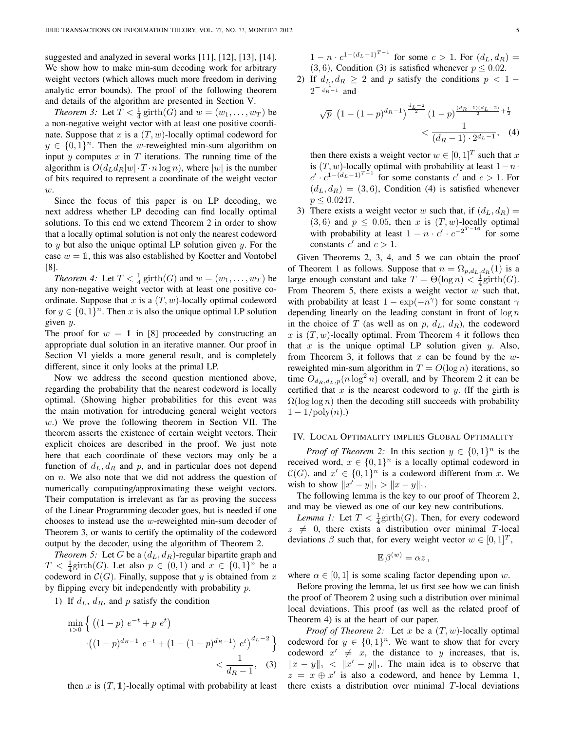suggested and analyzed in several works [11], [12], [13], [14]. We show how to make min-sum decoding work for arbitrary weight vectors (which allows much more freedom in deriving analytic error bounds). The proof of the following theorem and details of the algorithm are presented in Section V.

*Theorem 3:* Let $T < \frac{1}{4}\,\mathrm{girth}(G)$ and $w = (w_1, \ldots, w_T)$ be a non-negative weight vector with at least one positive coordinate. Suppose that $x$ is a $(T, w)$-locally optimal codeword for $y \in \{0,1\}^n$. Then the $w$-reweighted min-sum algorithm on input $y$ computes $x$ in $T$ iterations. The running time of the algorithm is $O(d_L d_R |w| \cdot T \cdot n \log n)$, where $|w|$ is the number of bits required to represent a coordinate of the weight vector $w$.

Since the focus of this paper is on LP decoding, we next address whether LP decoding can find locally optimal solutions. To this end we extend Theorem 2 in order to show that a locally optimal solution is not only the nearest codeword to $y$ but also the unique optimal LP solution given $y$. For the case $w = \mathbb{1}$, this was also established by Koetter and Vontobel [8].

*Theorem 4:* Let $T < \frac{1}{4}\,\mathrm{girth}(G)$ and $w = (w_1, \ldots, w_T)$ be any non-negative weight vector with at least one positive coordinate. Suppose that $x$ is a $(T, w)$-locally optimal codeword for $y \in \{0,1\}^n$. Then $x$ is also the unique optimal LP solution given $y$.

The proof for $w = \mathbb{1}$ in [8] proceeded by constructing an appropriate dual solution in an iterative manner. Our proof in Section VI yields a more general result, and is completely different, since it only looks at the primal LP.

Now we address the second question mentioned above, regarding the probability that the nearest codeword is locally optimal. (Showing higher probabilities for this event was the main motivation for introducing general weight vectors $w$.) We prove the following theorem in Section VII. The theorem asserts the existence of certain weight vectors. Their explicit choices are described in the proof. We just note here that each coordinate of these vectors may only be a function of $d_L, d_R$ and $p$, and in particular does not depend on $n$. We also note that we did not address the question of numerically computing/approximating these weight vectors. Their computation is irrelevant as far as proving the success of the Linear Programming decoder goes, but is needed if one chooses to instead use the $w$-reweighted min-sum decoder of Theorem 3, or wants to certify the optimality of the codeword output by the decoder, using the algorithm of Theorem 2.

*Theorem 5:* Let $G$ be a $(d_L, d_R)$-regular bipartite graph and $T < \frac{1}{4}\mathrm{girth}(G)$. Let also $p \in (0,1)$ and $x \in \{0,1\}^n$ be a codeword in $\mathcal{C}(G)$. Finally, suppose that $y$ is obtained from $x$ by flipping every bit independently with probability $p$.

1) If $d_L$, $d_R$, and $p$ satisfy the condition

$$\min_{t>0} \Big\{ \big((1-p)\; e^{-t} + p\; e^{t}\big) \cdot \big((1-p)^{d_R-1}\; e^{-t} + (1-(1-p)^{d_R-1})\; e^{t}\big)^{d_L-2} \Big\} < \frac{1}{d_R-1}, \quad (3)$$

then $x$ is $(T, \mathbb{1})$-locally optimal with probability at least $1 - n \cdot c^{1-(d_L-1)^{T-1}}$ for some $c > 1$. For $(d_L, d_R) = (3,6)$, Condition (3) is satisfied whenever $p \le 0.02$.

2) If $d_L, d_R \ge 2$ and $p$ satisfy the conditions $p < 1 - 2^{-\frac{1}{d_R-1}}$ and

$$\sqrt{p}\;\left(1-(1-p)^{d_R-1}\right)^{\frac{d_L-2}{2}} (1-p)^{\frac{(d_R-1)(d_L-2)}{2}+\frac{1}{2}} < \frac{1}{(d_R-1)\cdot 2^{d_L-1}}, \quad (4)$$

then there exists a weight vector $w \in [0,1]^T$ such that $x$ is $(T, w)$-locally optimal with probability at least $1 - n \cdot c' \cdot c^{1-(d_L-1)^{T-1}}$ for some constants $c'$ and $c > 1$. For $(d_L, d_R) = (3,6)$, Condition (4) is satisfied whenever $p \le 0.0247$.

3) There exists a weight vector $w$ such that, if $(d_L, d_R) = (3,6)$ and $p \le 0.05$, then $x$ is $(T, w)$-locally optimal with probability at least $1 - n \cdot c' \cdot c^{-2^{T-16}}$ for some constants $c'$ and $c > 1$.

Given Theorems 2, 3, 4, and 5 we can obtain the proof of Theorem 1 as follows. Suppose that $n = \Omega_{p,d_L,d_R}(1)$ is a large enough constant and take $T = \Theta(\log n) < \frac{1}{4}\mathrm{girth}(G)$. From Theorem 5, there exists a weight vector $w$ such that, with probability at least $1 - \exp(-n^{\gamma})$ for some constant $\gamma$ depending linearly on the leading constant in front of $\log n$ in the choice of $T$ (as well as on $p$, $d_L$, $d_R$), the codeword $x$ is $(T, w)$-locally optimal. From Theorem 4 it follows then that $x$ is the unique optimal LP solution given $y$. Also, from Theorem 3, it follows that $x$ can be found by the $w$-reweighted min-sum algorithm in $T = O(\log n)$ iterations, so time $O_{d_R,d_L,p}(n \log^2 n)$ overall, and by Theorem 2 it can be certified that $x$ is the nearest codeword to $y$. (If the girth is $\Omega(\log\log n)$ then the decoding still succeeds with probability $1 - 1/\mathrm{poly}(n)$.)

## IV. Local Optimality implies Global Optimality

*Proof of Theorem 2:* In this section $y \in \{0,1\}^n$ is the received word, $x \in \{0,1\}^n$ is a locally optimal codeword in $\mathcal{C}(G)$, and $x' \in \{0,1\}^n$ is a codeword different from $x$. We wish to show $\|x' - y\|_1 > \|x - y\|_1$.

The following lemma is the key to our proof of Theorem 2, and may be viewed as one of our key new contributions.

*Lemma 1:* Let $T < \frac{1}{4}\mathrm{girth}(G)$. Then, for every codeword $z \neq 0$, there exists a distribution over minimal $T$-local deviations $\beta$ such that, for every weight vector $w \in [0,1]^T$,

$$\mathbb{E}\,\beta^{(w)} = \alpha z\,,$$

where $\alpha \in [0,1]$ is some scaling factor depending upon $w$.

Before proving the lemma, let us first see how we can finish the proof of Theorem 2 using such a distribution over minimal local deviations. This proof (as well as the related proof of Theorem 4) is at the heart of our paper.

*Proof of Theorem 2:* Let $x$ be a $(T, w)$-locally optimal codeword for $y \in \{0,1\}^n$. We want to show that for every codeword $x' \neq x$, the distance to $y$ increases, that is, $\|x - y\|_1 < \|x' - y\|_1$. The main idea is to observe that $z = x \oplus x'$ is also a codeword, and hence by Lemma 1, there exists a distribution over minimal $T$-local deviations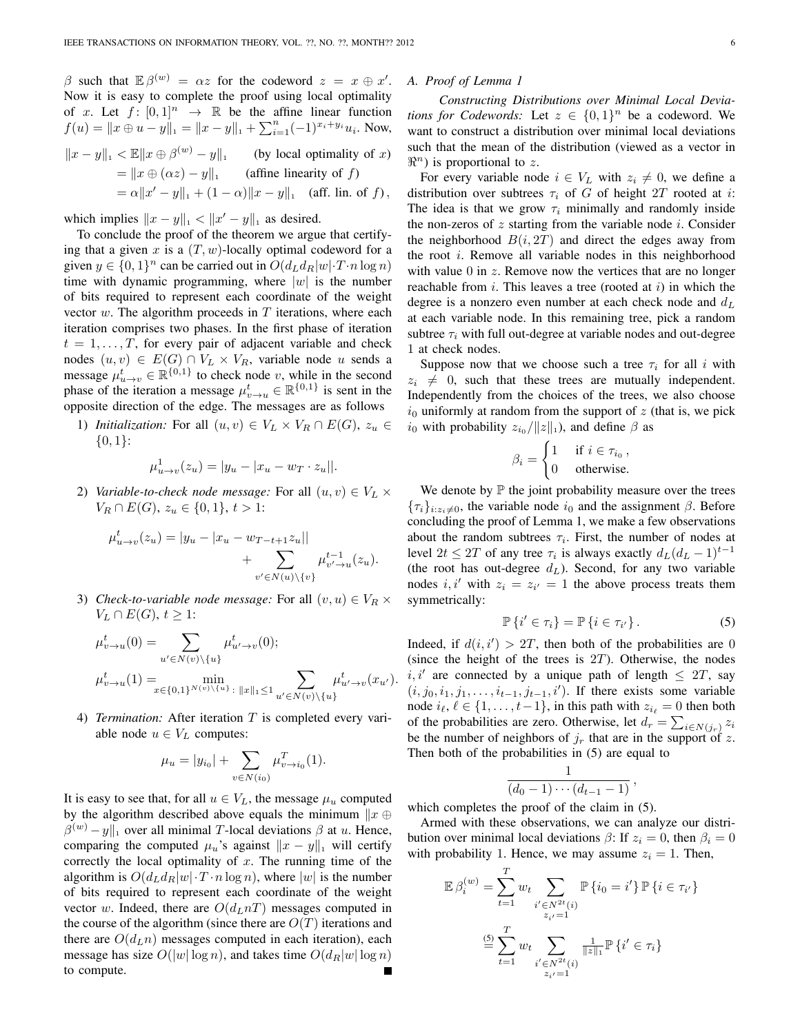$\beta$ such that $\mathbb{E}\,\beta^{(w)} = \alpha z$ for the codeword $z = x \oplus x'$. Now it is easy to complete the proof using local optimality of $x$. Let $f\colon [0,1]^n \to \mathbb{R}$ be the affine linear function $f(u) = \|x \oplus u - y\|_1 = \|x-y\|_1 + \sum_{i=1}^n (-1)^{x_i+y_i} u_i$. Now,

$$
\begin{aligned}
\|x-y\|_1 &< \mathbb{E}\|x \oplus \beta^{(w)} - y\|_1 && \text{(by local optimality of } x\text{)}\\
&= \|x \oplus (\alpha z) - y\|_1 && \text{(affine linearity of } f\text{)}\\
&= \alpha\|x'-y\|_1 + (1-\alpha)\|x-y\|_1 && \text{(aff. lin. of } f\text{)},
\end{aligned}
$$

which implies $\|x-y\|_1 < \|x'-y\|_1$ as desired.

To conclude the proof of the theorem we argue that certifying that a given $x$ is a $(T,w)$-locally optimal codeword for a given $y \in \{0,1\}^n$ can be carried out in $O(d_L d_R |w| \cdot T \cdot n \log n)$ time with dynamic programming, where $|w|$ is the number of bits required to represent each coordinate of the weight vector $w$. The algorithm proceeds in $T$ iterations, where each iteration comprises two phases. In the first phase of iteration $t = 1,\ldots,T$, for every pair of adjacent variable and check nodes $(u,v) \in E(G) \cap V_L \times V_R$, variable node $u$ sends a message $\mu^t_{u\to v} \in \mathbb{R}^{\{0,1\}}$ to check node $v$, while in the second phase of the iteration a message $\mu^t_{v\to u} \in \mathbb{R}^{\{0,1\}}$ is sent in the opposite direction of the edge. The messages are as follows

1) *Initialization:* For all $(u,v) \in V_L \times V_R \cap E(G)$, $z_u \in \{0,1\}$:
$$\mu^1_{u\to v}(z_u) = |y_u - |x_u - w_T \cdot z_u||.$$

2) *Variable-to-check node message:* For all $(u,v) \in V_L \times V_R \cap E(G)$, $z_u \in \{0,1\}$, $t > 1$:
$$\mu^t_{u\to v}(z_u) = |y_u - |x_u - w_{T-t+1} z_u|| + \sum_{v' \in N(u)\setminus\{v\}} \mu^{t-1}_{v'\to u}(z_u).$$

3) *Check-to-variable node message:* For all $(v,u) \in V_R \times V_L \cap E(G)$, $t \geq 1$:
$$\mu^t_{v\to u}(0) = \sum_{u' \in N(v)\setminus\{u\}} \mu^t_{u'\to v}(0);$$
$$\mu^t_{v\to u}(1) = \min_{x \in \{0,1\}^{N(v)\setminus\{u\}}\colon \|x\|_1 \leq 1} \sum_{u' \in N(v)\setminus\{u\}} \mu^t_{u'\to v}(x_{u'}).$$

4) *Termination:* After iteration $T$ is completed every variable node $u \in V_L$ computes:
$$\mu_u = |y_{i_0}| + \sum_{v \in N(i_0)} \mu^T_{v\to i_0}(1).$$

It is easy to see that, for all $u \in V_L$, the message $\mu_u$ computed by the algorithm described above equals the minimum $\|x \oplus \beta^{(w)} - y\|_1$ over all minimal $T$-local deviations $\beta$ at $u$. Hence, comparing the computed $\mu_u$'s against $\|x-y\|_1$ will certify correctly the local optimality of $x$. The running time of the algorithm is $O(d_L d_R |w| \cdot T \cdot n \log n)$, where $|w|$ is the number of bits required to represent each coordinate of the weight vector $w$. Indeed, there are $O(d_L n T)$ messages computed in the course of the algorithm (since there are $O(T)$ iterations and there are $O(d_L n)$ messages computed in each iteration), each message has size $O(|w| \log n)$, and takes time $O(d_R |w| \log n)$ to compute. ∎

### A. Proof of Lemma 1

*Constructing Distributions over Minimal Local Deviations for Codewords:* Let $z \in \{0,1\}^n$ be a codeword. We want to construct a distribution over minimal local deviations such that the mean of the distribution (viewed as a vector in $\Re^n$) is proportional to $z$.

For every variable node $i \in V_L$ with $z_i \neq 0$, we define a distribution over subtrees $\tau_i$ of $G$ of height $2T$ rooted at $i$: The idea is that we grow $\tau_i$ minimally and randomly inside the non-zeros of $z$ starting from the variable node $i$. Consider the neighborhood $B(i, 2T)$ and direct the edges away from the root $i$. Remove all variable nodes in this neighborhood with value $0$ in $z$. Remove now the vertices that are no longer reachable from $i$. This leaves a tree (rooted at $i$) in which the degree is a nonzero even number at each check node and $d_L$ at each variable node. In this remaining tree, pick a random subtree $\tau_i$ with full out-degree at variable nodes and out-degree $1$ at check nodes.

Suppose now that we choose such a tree $\tau_i$ for all $i$ with $z_i \neq 0$, such that these trees are mutually independent. Independently from the choices of the trees, we also choose $i_0$ uniformly at random from the support of $z$ (that is, we pick $i_0$ with probability $z_{i_0}/\|z\|_1$), and define $\beta$ as

$$\beta_i = \begin{cases} 1 & \text{if } i \in \tau_{i_0}, \\ 0 & \text{otherwise.} \end{cases}$$

We denote by $\mathbb{P}$ the joint probability measure over the trees $\{\tau_i\}_{i:z_i \neq 0}$, the variable node $i_0$ and the assignment $\beta$. Before concluding the proof of Lemma 1, we make a few observations about the random subtrees $\tau_i$. First, the number of nodes at level $2t \leq 2T$ of any tree $\tau_i$ is always exactly $d_L(d_L-1)^{t-1}$ (the root has out-degree $d_L$). Second, for any two variable nodes $i, i'$ with $z_i = z_{i'} = 1$ the above process treats them symmetrically:

$$\mathbb{P}\{i' \in \tau_i\} = \mathbb{P}\{i \in \tau_{i'}\}. \tag{5}$$

Indeed, if $d(i,i') > 2T$, then both of the probabilities are $0$ (since the height of the trees is $2T$). Otherwise, the nodes $i, i'$ are connected by a unique path of length $\leq 2T$, say $(i, j_0, i_1, j_1, \ldots, i_{t-1}, j_{t-1}, i')$. If there exists some variable node $i_\ell$, $\ell \in \{1,\ldots,t-1\}$, in this path with $z_{i_\ell} = 0$ then both of the probabilities are zero. Otherwise, let $d_r = \sum_{i \in N(j_r)} z_i$ be the number of neighbors of $j_r$ that are in the support of $z$. Then both of the probabilities in (5) are equal to

$$\frac{1}{(d_0-1)\cdots(d_{t-1}-1)},$$

which completes the proof of the claim in (5).

Armed with these observations, we can analyze our distribution over minimal local deviations $\beta$: If $z_i = 0$, then $\beta_i = 0$ with probability $1$. Hence, we may assume $z_i = 1$. Then,

$$
\begin{aligned}
\mathbb{E}\,\beta_i^{(w)} &= \sum_{t=1}^T w_t \sum_{\substack{i' \in N^{2t}(i)\\ z_{i'}=1}} \mathbb{P}\{i_0 = i'\}\,\mathbb{P}\{i \in \tau_{i'}\}\\
&\overset{(5)}{=} \sum_{t=1}^T w_t \sum_{\substack{i' \in N^{2t}(i)\\ z_{i'}=1}} \tfrac{1}{\|z\|_1}\mathbb{P}\{i' \in \tau_i\}
\end{aligned}
$$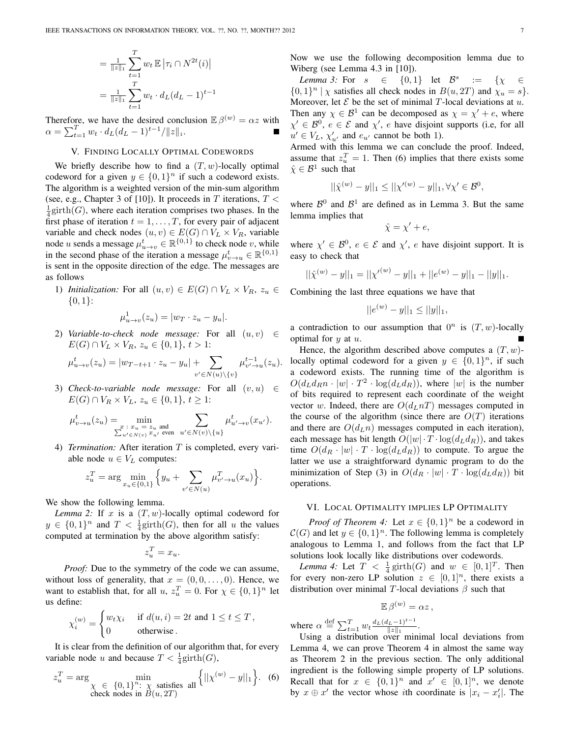$$= \tfrac{1}{\|z\|_1} \sum_{t=1}^{T} w_t \, \mathbb{E} \left|\tau_i \cap N^{2t}(i)\right|$$

$$= \tfrac{1}{\|z\|_1} \sum_{t=1}^{T} w_t \cdot d_L (d_L - 1)^{t-1}$$

Therefore, we have the desired conclusion $\mathbb{E}\, \beta^{(w)} = \alpha z$ with $\alpha = \sum_{t=1}^{T} w_t \cdot d_L(d_L-1)^{t-1}/\|z\|_1$. ∎

## V. Finding Locally Optimal Codewords

We briefly describe how to find a $(T, w)$-locally optimal codeword for a given $y \in \{0,1\}^n$ if such a codeword exists. The algorithm is a weighted version of the min-sum algorithm (see, e.g., Chapter 3 of [10]). It proceeds in $T$ iterations, $T < \frac{1}{4}\mathrm{girth}(G)$, where each iteration comprises two phases. In the first phase of iteration $t = 1, \ldots, T$, for every pair of adjacent variable and check nodes $(u, v) \in E(G) \cap V_L \times V_R$, variable node $u$ sends a message $\mu^t_{u \to v} \in \mathbb{R}^{\{0,1\}}$ to check node $v$, while in the second phase of the iteration a message $\mu^t_{v \to u} \in \mathbb{R}^{\{0,1\}}$ is sent in the opposite direction of the edge. The messages are as follows

1) *Initialization:* For all $(u, v) \in E(G) \cap V_L \times V_R$, $z_u \in \{0, 1\}$:
$$\mu^1_{u \to v}(z_u) = |w_T \cdot z_u - y_u|.$$

2) *Variable-to-check node message:* For all $(u, v) \in E(G) \cap V_L \times V_R$, $z_u \in \{0, 1\}$, $t > 1$:
$$\mu^t_{u \to v}(z_u) = |w_{T-t+1} \cdot z_u - y_u| + \sum_{v' \in N(u) \setminus \{v\}} \mu^{t-1}_{v' \to u}(z_u).$$

3) *Check-to-variable node message:* For all $(v, u) \in E(G) \cap V_R \times V_L$, $z_u \in \{0, 1\}$, $t \geq 1$:
$$\mu^t_{v \to u}(z_u) = \min_{\substack{x \,:\, x_u = z_u \text{ and} \\ \sum_{u' \in N(v)} x_{u'} \text{ even}}} \; \sum_{u' \in N(v) \setminus \{u\}} \mu^t_{u' \to v}(x_{u'}).$$

4) *Termination:* After iteration $T$ is completed, every variable node $u \in V_L$ computes:
$$z^T_u = \arg\min_{x_u \in \{0,1\}} \Big\{ y_u + \sum_{v' \in N(u)} \mu^T_{v' \to u}(x_u) \Big\}.$$

We show the following lemma.

*Lemma 2:* If $x$ is a $(T, w)$-locally optimal codeword for $y \in \{0,1\}^n$ and $T < \frac{1}{4}\mathrm{girth}(G)$, then for all $u$ the values computed at termination by the above algorithm satisfy:
$$z^T_u = x_u.$$

*Proof:* Due to the symmetry of the code we can assume, without loss of generality, that $x = (0, 0, \ldots, 0)$. Hence, we want to establish that, for all $u$, $z^T_u = 0$. For $\chi \in \{0,1\}^n$ let us define:
$$\chi^{(w)}_i = \begin{cases} w_t \chi_i & \text{if } d(u, i) = 2t \text{ and } 1 \leq t \leq T\,, \\ 0 & \text{otherwise}\,. \end{cases}$$

It is clear from the definition of our algorithm that, for every variable node $u$ and because $T < \frac{1}{4}\mathrm{girth}(G)$,
$$z^T_u = \arg \min_{\substack{\chi \,\in\, \{0,1\}^n \text{: } \chi \text{ satisfies all} \\ \text{check nodes in } B(u, 2T)}} \Big\{ \|\chi^{(w)} - y\|_1 \Big\}. \quad (6)$$

Now we use the following decomposition lemma due to Wiberg (see Lemma 4.3 in [10]).

*Lemma 3:* For $s \in \{0, 1\}$ let $\mathcal{B}^s := \{\chi \in \{0,1\}^n \mid \chi \text{ satisfies all check nodes in } B(u, 2T) \text{ and } \chi_u = s\}$. Moreover, let $\mathcal{E}$ be the set of minimal $T$-local deviations at $u$. Then any $\chi \in \mathcal{B}^1$ can be decomposed as $\chi = \chi' + e$, where $\chi' \in \mathcal{B}^0$, $e \in \mathcal{E}$ and $\chi'$, $e$ have disjoint supports (i.e, for all $u' \in V_L$, $\chi'_{u'}$ and $e_{u'}$ cannot be both 1).

Armed with this lemma we can conclude the proof. Indeed, assume that $z^T_u = 1$. Then (6) implies that there exists some $\hat{\chi} \in \mathcal{B}^1$ such that
$$\|\hat{\chi}^{(w)} - y\|_1 \leq \|\chi'^{(w)} - y\|_1, \forall \chi' \in \mathcal{B}^0,$$
where $\mathcal{B}^0$ and $\mathcal{B}^1$ are defined as in Lemma 3. But the same lemma implies that
$$\hat{\chi} = \chi' + e,$$
where $\chi' \in \mathcal{B}^0$, $e \in \mathcal{E}$ and $\chi'$, $e$ have disjoint support. It is easy to check that
$$\|\hat{\chi}^{(w)} - y\|_1 = \|\chi'^{(w)} - y\|_1 + \|e^{(w)} - y\|_1 - \|y\|_1.$$
Combining the last three equations we have that
$$\|e^{(w)} - y\|_1 \leq \|y\|_1,$$
a contradiction to our assumption that $0^n$ is $(T, w)$-locally optimal for $y$ at $u$. ∎

Hence, the algorithm described above computes a $(T, w)$-locally optimal codeword for a given $y \in \{0,1\}^n$, if such a codeword exists. The running time of the algorithm is $O(d_L d_R n \cdot |w| \cdot T^2 \cdot \log(d_L d_R))$, where $|w|$ is the number of bits required to represent each coordinate of the weight vector $w$. Indeed, there are $O(d_L n T)$ messages computed in the course of the algorithm (since there are $O(T)$ iterations and there are $O(d_L n)$ messages computed in each iteration), each message has bit length $O(|w| \cdot T \cdot \log(d_L d_R))$, and takes time $O(d_R \cdot |w| \cdot T \cdot \log(d_L d_R))$ to compute. To argue the latter we use a straightforward dynamic program to do the minimization of Step (3) in $O(d_R \cdot |w| \cdot T \cdot \log(d_L d_R))$ bit operations.

## VI. Local Optimality implies LP Optimality

*Proof of Theorem 4:* Let $x \in \{0,1\}^n$ be a codeword in $\mathcal{C}(G)$ and let $y \in \{0,1\}^n$. The following lemma is completely analogous to Lemma 1, and follows from the fact that LP solutions look locally like distributions over codewords.

*Lemma 4:* Let $T < \frac{1}{4}\mathrm{girth}(G)$ and $w \in [0,1]^T$. Then for every non-zero LP solution $z \in [0,1]^n$, there exists a distribution over minimal $T$-local deviations $\beta$ such that
$$\mathbb{E}\, \beta^{(w)} = \alpha z\,,$$
where $\alpha \stackrel{\text{def}}{=} \sum_{t=1}^{T} w_t \frac{d_L(d_L-1)^{t-1}}{\|z\|_1}$.

Using a distribution over minimal local deviations from Lemma 4, we can prove Theorem 4 in almost the same way as Theorem 2 in the previous section. The only additional ingredient is the following simple property of LP solutions. Recall that for $x \in \{0,1\}^n$ and $x' \in [0,1]^n$, we denote by $x \oplus x'$ the vector whose $i$th coordinate is $|x_i - x'_i|$. The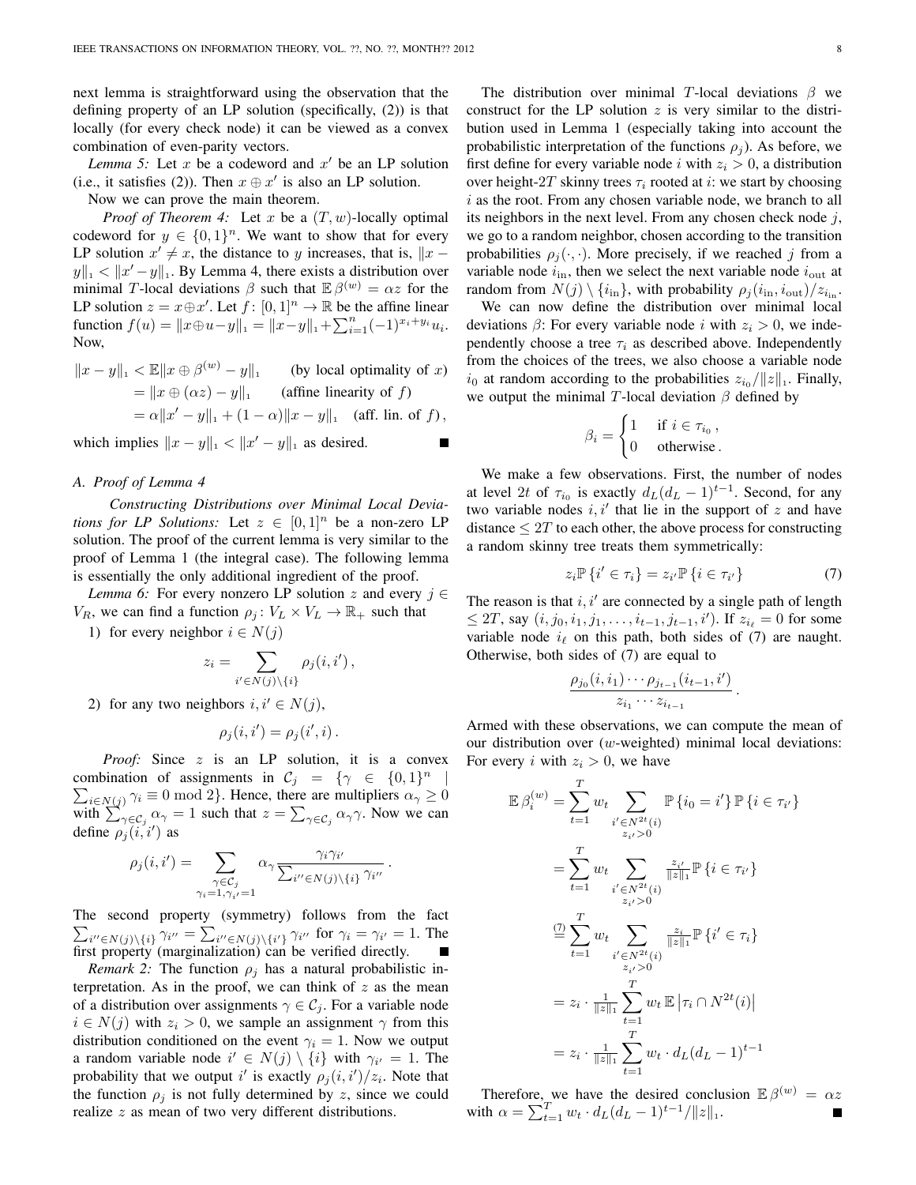next lemma is straightforward using the observation that the defining property of an LP solution (specifically, (2)) is that locally (for every check node) it can be viewed as a convex combination of even-parity vectors.

*Lemma 5:* Let $x$ be a codeword and $x'$ be an LP solution (i.e., it satisfies (2)). Then $x \oplus x'$ is also an LP solution.

Now we can prove the main theorem.

*Proof of Theorem 4:* Let $x$ be a $(T, w)$-locally optimal codeword for $y \in \{0,1\}^n$. We want to show that for every LP solution $x' \neq x$, the distance to $y$ increases, that is, $\|x - y\|_1 < \|x' - y\|_1$. By Lemma 4, there exists a distribution over minimal $T$-local deviations $\beta$ such that $\mathbb{E}\,\beta^{(w)} = \alpha z$ for the LP solution $z = x \oplus x'$. Let $f\colon [0,1]^n \to \mathbb{R}$ be the affine linear function $f(u) = \|x \oplus u - y\|_1 = \|x - y\|_1 + \sum_{i=1}^n (-1)^{x_i + y_i} u_i$. Now,

$$
\begin{aligned}
\|x - y\|_1 &< \mathbb{E}\|x \oplus \beta^{(w)} - y\|_1 && \text{(by local optimality of } x\text{)} \\
&= \|x \oplus (\alpha z) - y\|_1 && \text{(affine linearity of } f\text{)} \\
&= \alpha\|x' - y\|_1 + (1-\alpha)\|x - y\|_1 && \text{(aff. lin. of } f\text{)},
\end{aligned}
$$

which implies $\|x - y\|_1 < \|x' - y\|_1$ as desired. ■

### A. Proof of Lemma 4

*Constructing Distributions over Minimal Local Deviations for LP Solutions:* Let $z \in [0,1]^n$ be a non-zero LP solution. The proof of the current lemma is very similar to the proof of Lemma 1 (the integral case). The following lemma is essentially the only additional ingredient of the proof.

*Lemma 6:* For every nonzero LP solution $z$ and every $j \in V_R$, we can find a function $\rho_j\colon V_L \times V_L \to \mathbb{R}_+$ such that

1) for every neighbor $i \in N(j)$

$$
z_i = \sum_{i' \in N(j) \setminus \{i\}} \rho_j(i, i'),
$$

2) for any two neighbors $i, i' \in N(j)$,

$$
\rho_j(i, i') = \rho_j(i', i).
$$

*Proof:* Since $z$ is an LP solution, it is a convex combination of assignments in $\mathcal{C}_j = \{\gamma \in \{0,1\}^n \mid \sum_{i \in N(j)} \gamma_i \equiv 0 \bmod 2\}$. Hence, there are multipliers $\alpha_\gamma \geq 0$ with $\sum_{\gamma \in \mathcal{C}_j} \alpha_\gamma = 1$ such that $z = \sum_{\gamma \in \mathcal{C}_j} \alpha_\gamma \gamma$. Now we can define $\rho_j(i, i')$ as

$$
\rho_j(i, i') = \sum_{\substack{\gamma \in \mathcal{C}_j \\ \gamma_i = 1, \gamma_{i'} = 1}} \alpha_\gamma \frac{\gamma_i \gamma_{i'}}{\sum_{i'' \in N(j) \setminus \{i\}} \gamma_{i''}}.
$$

The second property (symmetry) follows from the fact $\sum_{i'' \in N(j) \setminus \{i\}} \gamma_{i''} = \sum_{i'' \in N(j) \setminus \{i'\}} \gamma_{i''}$ for $\gamma_i = \gamma_{i'} = 1$. The first property (marginalization) can be verified directly. ■

*Remark 2:* The function $\rho_j$ has a natural probabilistic interpretation. As in the proof, we can think of $z$ as the mean of a distribution over assignments $\gamma \in \mathcal{C}_j$. For a variable node $i \in N(j)$ with $z_i > 0$, we sample an assignment $\gamma$ from this distribution conditioned on the event $\gamma_i = 1$. Now we output a random variable node $i' \in N(j) \setminus \{i\}$ with $\gamma_{i'} = 1$. The probability that we output $i'$ is exactly $\rho_j(i, i')/z_i$. Note that the function $\rho_j$ is not fully determined by $z$, since we could realize $z$ as mean of two very different distributions.

The distribution over minimal $T$-local deviations $\beta$ we construct for the LP solution $z$ is very similar to the distribution used in Lemma 1 (especially taking into account the probabilistic interpretation of the functions $\rho_j$). As before, we first define for every variable node $i$ with $z_i > 0$, a distribution over height-$2T$ skinny trees $\tau_i$ rooted at $i$: we start by choosing $i$ as the root. From any chosen variable node, we branch to all its neighbors in the next level. From any chosen check node $j$, we go to a random neighbor, chosen according to the transition probabilities $\rho_j(\cdot,\cdot)$. More precisely, if we reached $j$ from a variable node $i_{\text{in}}$, then we select the next variable node $i_{\text{out}}$ at random from $N(j) \setminus \{i_{\text{in}}\}$, with probability $\rho_j(i_{\text{in}}, i_{\text{out}})/z_{i_{\text{in}}}$.

We can now define the distribution over minimal local deviations $\beta$: For every variable node $i$ with $z_i > 0$, we independently choose a tree $\tau_i$ as described above. Independently from the choices of the trees, we also choose a variable node $i_0$ at random according to the probabilities $z_{i_0}/\|z\|_1$. Finally, we output the minimal $T$-local deviation $\beta$ defined by

$$
\beta_i = \begin{cases} 1 & \text{if } i \in \tau_{i_0}, \\ 0 & \text{otherwise}. \end{cases}
$$

We make a few observations. First, the number of nodes at level $2t$ of $\tau_{i_0}$ is exactly $d_L(d_L - 1)^{t-1}$. Second, for any two variable nodes $i, i'$ that lie in the support of $z$ and have distance $\leq 2T$ to each other, the above process for constructing a random skinny tree treats them symmetrically:

$$
z_i \mathbb{P}\{i' \in \tau_i\} = z_{i'} \mathbb{P}\{i \in \tau_{i'}\} \tag{7}
$$

The reason is that $i, i'$ are connected by a single path of length $\leq 2T$, say $(i, j_0, i_1, j_1, \ldots, i_{t-1}, j_{t-1}, i')$. If $z_{i_\ell} = 0$ for some variable node $i_\ell$ on this path, both sides of (7) are naught. Otherwise, both sides of (7) are equal to

$$
\frac{\rho_{j_0}(i, i_1) \cdots \rho_{j_{t-1}}(i_{t-1}, i')}{z_{i_1} \cdots z_{i_{t-1}}}.
$$

Armed with these observations, we can compute the mean of our distribution over ($w$-weighted) minimal local deviations: For every $i$ with $z_i > 0$, we have

$$
\begin{aligned}
\mathbb{E}\,\beta_i^{(w)} &= \sum_{t=1}^T w_t \sum_{\substack{i' \in N^{2t}(i) \\ z_{i'} > 0}} \mathbb{P}\{i_0 = i'\} \mathbb{P}\{i \in \tau_{i'}\} \\
&= \sum_{t=1}^T w_t \sum_{\substack{i' \in N^{2t}(i) \\ z_{i'} > 0}} \tfrac{z_{i'}}{\|z\|_1} \mathbb{P}\{i \in \tau_{i'}\} \\
&\overset{(7)}{=} \sum_{t=1}^T w_t \sum_{\substack{i' \in N^{2t}(i) \\ z_{i'} > 0}} \tfrac{z_i}{\|z\|_1} \mathbb{P}\{i' \in \tau_i\} \\
&= z_i \cdot \tfrac{1}{\|z\|_1} \sum_{t=1}^T w_t \,\mathbb{E}\left|\tau_i \cap N^{2t}(i)\right| \\
&= z_i \cdot \tfrac{1}{\|z\|_1} \sum_{t=1}^T w_t \cdot d_L(d_L - 1)^{t-1}
\end{aligned}
$$

Therefore, we have the desired conclusion $\mathbb{E}\,\beta^{(w)} = \alpha z$ with $\alpha = \sum_{t=1}^T w_t \cdot d_L(d_L - 1)^{t-1}/\|z\|_1$. ■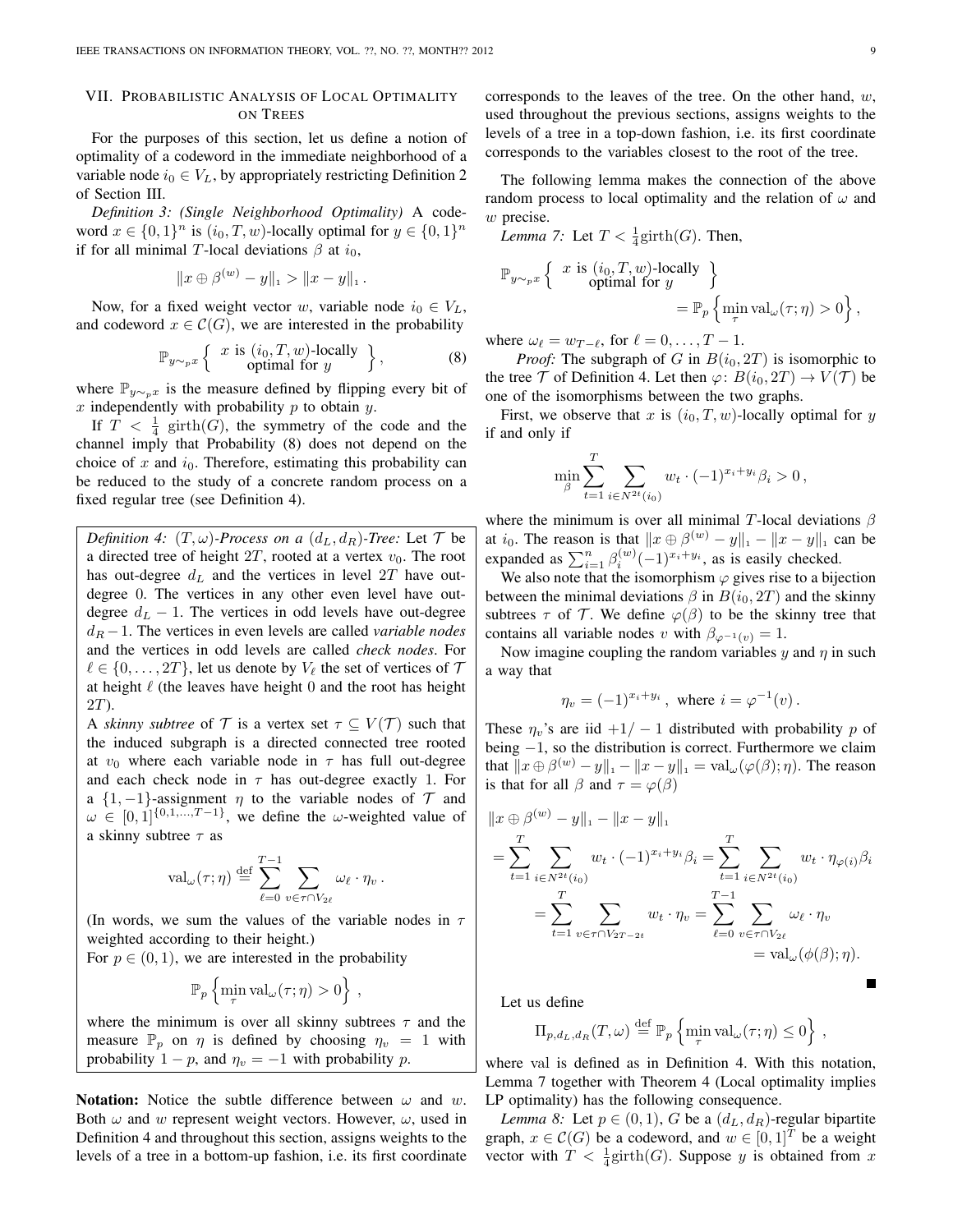## VII. Probabilistic Analysis of Local Optimality on Trees

For the purposes of this section, let us define a notion of optimality of a codeword in the immediate neighborhood of a variable node $i_0 \in V_L$, by appropriately restricting Definition 2 of Section III.

*Definition 3: (Single Neighborhood Optimality)* A codeword $x \in \{0,1\}^n$ is $(i_0, T, w)$-locally optimal for $y \in \{0,1\}^n$ if for all minimal $T$-local deviations $\beta$ at $i_0$,

$$\|x \oplus \beta^{(w)} - y\|_1 > \|x - y\|_1 .$$

Now, for a fixed weight vector $w$, variable node $i_0 \in V_L$, and codeword $x \in \mathcal{C}(G)$, we are interested in the probability

$$\mathbb{P}_{y \sim_p x}\left\{ \begin{array}{c} x \text{ is } (i_0, T, w)\text{-locally} \\ \text{optimal for } y \end{array} \right\}, \tag{8}$$

where $\mathbb{P}_{y\sim_p x}$ is the measure defined by flipping every bit of $x$ independently with probability $p$ to obtain $y$.

If $T < \frac{1}{4}\,\mathrm{girth}(G)$, the symmetry of the code and the channel imply that Probability (8) does not depend on the choice of $x$ and $i_0$. Therefore, estimating this probability can be reduced to the study of a concrete random process on a fixed regular tree (see Definition 4).

*Definition 4: $(T,\omega)$-Process on a $(d_L, d_R)$-Tree:* Let $\mathcal{T}$ be a directed tree of height $2T$, rooted at a vertex $v_0$. The root has out-degree $d_L$ and the vertices in level $2T$ have out-degree $0$. The vertices in any other even level have out-degree $d_L - 1$. The vertices in odd levels have out-degree $d_R - 1$. The vertices in even levels are called *variable nodes* and the vertices in odd levels are called *check nodes*. For $\ell \in \{0,\dots,2T\}$, let us denote by $V_\ell$ the set of vertices of $\mathcal{T}$ at height $\ell$ (the leaves have height $0$ and the root has height $2T$).

A *skinny subtree* of $\mathcal{T}$ is a vertex set $\tau \subseteq V(\mathcal{T})$ such that the induced subgraph is a directed connected tree rooted at $v_0$ where each variable node in $\tau$ has full out-degree and each check node in $\tau$ has out-degree exactly 1. For a $\{1,-1\}$-assignment $\eta$ to the variable nodes of $\mathcal{T}$ and $\omega \in [0,1]^{\{0,1,\dots,T-1\}}$, we define the $\omega$-weighted value of a skinny subtree $\tau$ as

$$\mathrm{val}_\omega(\tau;\eta) \stackrel{\mathrm{def}}{=} \sum_{\ell=0}^{T-1} \sum_{v \in \tau \cap V_{2\ell}} \omega_\ell \cdot \eta_v .$$

(In words, we sum the values of the variable nodes in $\tau$ weighted according to their height.)

For $p \in (0,1)$, we are interested in the probability

$$\mathbb{P}_p\left\{ \min_\tau \mathrm{val}_\omega(\tau;\eta) > 0 \right\},$$

where the minimum is over all skinny subtrees $\tau$ and the measure $\mathbb{P}_p$ on $\eta$ is defined by choosing $\eta_v = 1$ with probability $1-p$, and $\eta_v = -1$ with probability $p$.

**Notation:** Notice the subtle difference between $\omega$ and $w$. Both $\omega$ and $w$ represent weight vectors. However, $\omega$, used in Definition 4 and throughout this section, assigns weights to the levels of a tree in a bottom-up fashion, i.e. its first coordinate corresponds to the leaves of the tree. On the other hand, $w$, used throughout the previous sections, assigns weights to the levels of a tree in a top-down fashion, i.e. its first coordinate corresponds to the variables closest to the root of the tree.

The following lemma makes the connection of the above random process to local optimality and the relation of $\omega$ and $w$ precise.

*Lemma 7:* Let $T < \frac{1}{4}\mathrm{girth}(G)$. Then,

$$\mathbb{P}_{y\sim_p x}\left\{ \begin{array}{c} x \text{ is } (i_0,T,w)\text{-locally} \\ \text{optimal for } y \end{array} \right\} = \mathbb{P}_p\left\{ \min_\tau \mathrm{val}_\omega(\tau;\eta) > 0 \right\},$$

where $\omega_\ell = w_{T-\ell}$, for $\ell = 0,\dots,T-1$.

*Proof:* The subgraph of $G$ in $B(i_0, 2T)$ is isomorphic to the tree $\mathcal{T}$ of Definition 4. Let then $\varphi\colon B(i_0,2T) \to V(\mathcal{T})$ be one of the isomorphisms between the two graphs.

First, we observe that $x$ is $(i_0,T,w)$-locally optimal for $y$ if and only if

$$\min_\beta \sum_{t=1}^{T} \sum_{i \in N^{2t}(i_0)} w_t \cdot (-1)^{x_i + y_i} \beta_i > 0 ,$$

where the minimum is over all minimal $T$-local deviations $\beta$ at $i_0$. The reason is that $\|x \oplus \beta^{(w)} - y\|_1 - \|x-y\|_1$ can be expanded as $\sum_{i=1}^n \beta_i^{(w)} (-1)^{x_i+y_i}$, as is easily checked.

We also note that the isomorphism $\varphi$ gives rise to a bijection between the minimal deviations $\beta$ in $B(i_0,2T)$ and the skinny subtrees $\tau$ of $\mathcal{T}$. We define $\varphi(\beta)$ to be the skinny tree that contains all variable nodes $v$ with $\beta_{\varphi^{-1}(v)} = 1$.

Now imagine coupling the random variables $y$ and $\eta$ in such a way that

$$\eta_v = (-1)^{x_i + y_i}, \text{ where } i = \varphi^{-1}(v) .$$

These $\eta_v$'s are iid $+1/-1$ distributed with probability $p$ of being $-1$, so the distribution is correct. Furthermore we claim that $\|x \oplus \beta^{(w)} - y\|_1 - \|x-y\|_1 = \mathrm{val}_\omega(\varphi(\beta);\eta)$. The reason is that for all $\beta$ and $\tau = \varphi(\beta)$

$$\begin{aligned}
&\|x \oplus \beta^{(w)} - y\|_1 - \|x-y\|_1 \\
&= \sum_{t=1}^{T} \sum_{i\in N^{2t}(i_0)} w_t \cdot (-1)^{x_i+y_i}\beta_i = \sum_{t=1}^{T} \sum_{i\in N^{2t}(i_0)} w_t \cdot \eta_{\varphi(i)}\beta_i \\
&= \sum_{t=1}^{T} \sum_{v \in \tau\cap V_{2T-2t}} w_t \cdot \eta_v = \sum_{\ell=0}^{T-1} \sum_{v\in\tau\cap V_{2\ell}} \omega_\ell \cdot \eta_v \\
&= \mathrm{val}_\omega(\phi(\beta);\eta).
\end{aligned}$$

■

Let us define

$$\Pi_{p,d_L,d_R}(T,\omega) \stackrel{\mathrm{def}}{=} \mathbb{P}_p\left\{ \min_\tau \mathrm{val}_\omega(\tau;\eta) \le 0 \right\},$$

where val is defined as in Definition 4. With this notation, Lemma 7 together with Theorem 4 (Local optimality implies LP optimality) has the following consequence.

*Lemma 8:* Let $p \in (0,1)$, $G$ be a $(d_L,d_R)$-regular bipartite graph, $x \in \mathcal{C}(G)$ be a codeword, and $w \in [0,1]^T$ be a weight vector with $T < \frac{1}{4}\mathrm{girth}(G)$. Suppose $y$ is obtained from $x$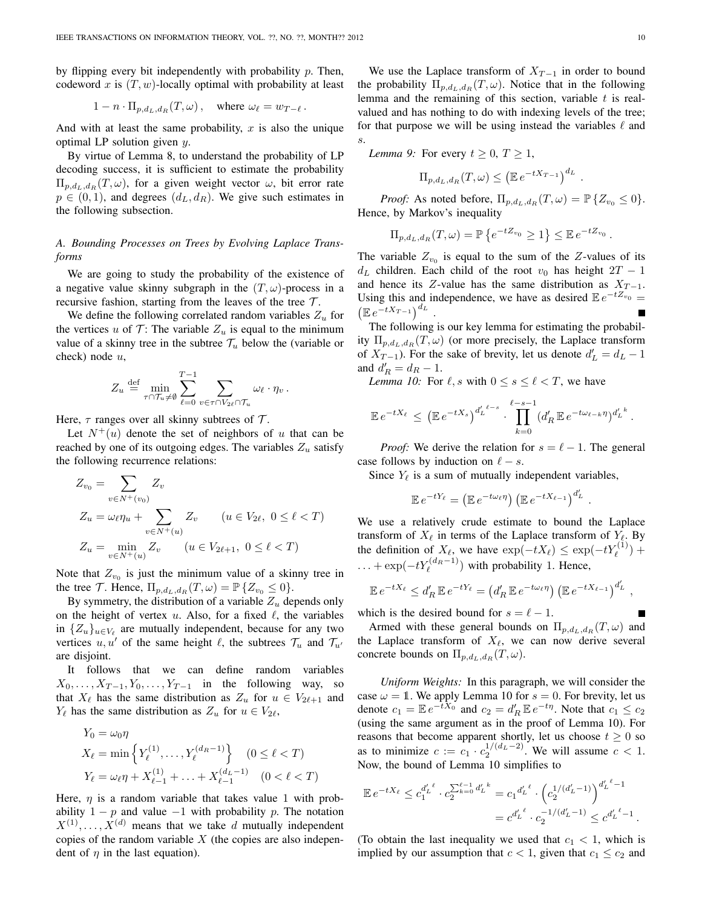by flipping every bit independently with probability $p$. Then, codeword $x$ is $(T, w)$-locally optimal with probability at least

$$1 - n \cdot \Pi_{p,d_L,d_R}(T, \omega)\,, \quad \text{where } \omega_\ell = w_{T-\ell}\,.$$

And with at least the same probability, $x$ is also the unique optimal LP solution given $y$.

By virtue of Lemma 8, to understand the probability of LP decoding success, it is sufficient to estimate the probability $\Pi_{p,d_L,d_R}(T, \omega)$, for a given weight vector $\omega$, bit error rate $p \in (0, 1)$, and degrees $(d_L, d_R)$. We give such estimates in the following subsection.

### A. Bounding Processes on Trees by Evolving Laplace Transforms

We are going to study the probability of the existence of a negative value skinny subgraph in the $(T, \omega)$-process in a recursive fashion, starting from the leaves of the tree $\mathcal{T}$.

We define the following correlated random variables $Z_u$ for the vertices $u$ of $\mathcal{T}$: The variable $Z_u$ is equal to the minimum value of a skinny tree in the subtree $\mathcal{T}_u$ below the (variable or check) node $u$,

$$Z_u \stackrel{\text{def}}{=} \min_{\tau \cap \mathcal{T}_u \neq \emptyset} \sum_{\ell=0}^{T-1} \sum_{v \in \tau \cap V_{2\ell} \cap \mathcal{T}_u} \omega_\ell \cdot \eta_v\,.$$

Here, $\tau$ ranges over all skinny subtrees of $\mathcal{T}$.

Let $N^+(u)$ denote the set of neighbors of $u$ that can be reached by one of its outgoing edges. The variables $Z_u$ satisfy the following recurrence relations:

$$\begin{aligned}
Z_{v_0} &= \sum_{v \in N^+(v_0)} Z_v \\
Z_u &= \omega_\ell \eta_u + \sum_{v \in N^+(u)} Z_v \qquad (u \in V_{2\ell},\ 0 \le \ell < T) \\
Z_u &= \min_{v \in N^+(u)} Z_v \qquad (u \in V_{2\ell+1},\ 0 \le \ell < T)
\end{aligned}$$

Note that $Z_{v_0}$ is just the minimum value of a skinny tree in the tree $\mathcal{T}$. Hence, $\Pi_{p,d_L,d_R}(T, \omega) = \mathbb{P}\{Z_{v_0} \le 0\}$.

By symmetry, the distribution of a variable $Z_u$ depends only on the height of vertex $u$. Also, for a fixed $\ell$, the variables in $\{Z_u\}_{u \in V_\ell}$ are mutually independent, because for any two vertices $u, u'$ of the same height $\ell$, the subtrees $\mathcal{T}_u$ and $\mathcal{T}_{u'}$ are disjoint.

It follows that we can define random variables $X_0, \ldots, X_{T-1}, Y_0, \ldots, Y_{T-1}$ in the following way, so that $X_\ell$ has the same distribution as $Z_u$ for $u \in V_{2\ell+1}$ and $Y_\ell$ has the same distribution as $Z_u$ for $u \in V_{2\ell}$,

$$\begin{aligned}
Y_0 &= \omega_0 \eta \\
X_\ell &= \min\left\{Y_\ell^{(1)}, \ldots, Y_\ell^{(d_R-1)}\right\} \quad (0 \le \ell < T) \\
Y_\ell &= \omega_\ell \eta + X_{\ell-1}^{(1)} + \ldots + X_{\ell-1}^{(d_L-1)} \quad (0 < \ell < T)
\end{aligned}$$

Here, $\eta$ is a random variable that takes value 1 with probability $1 - p$ and value $-1$ with probability $p$. The notation $X^{(1)}, \ldots, X^{(d)}$ means that we take $d$ mutually independent copies of the random variable $X$ (the copies are also independent of $\eta$ in the last equation).

We use the Laplace transform of $X_{T-1}$ in order to bound the probability $\Pi_{p,d_L,d_R}(T, \omega)$. Notice that in the following lemma and the remaining of this section, variable $t$ is real-valued and has nothing to do with indexing levels of the tree; for that purpose we will be using instead the variables $\ell$ and $s$.

*Lemma 9:* For every $t \ge 0$, $T \ge 1$,

$$\Pi_{p,d_L,d_R}(T, \omega) \le \left(\mathbb{E}\, e^{-tX_{T-1}}\right)^{d_L}\,.$$

*Proof:* As noted before, $\Pi_{p,d_L,d_R}(T, \omega) = \mathbb{P}\{Z_{v_0} \le 0\}$. Hence, by Markov's inequality

$$\Pi_{p,d_L,d_R}(T, \omega) = \mathbb{P}\left\{e^{-tZ_{v_0}} \ge 1\right\} \le \mathbb{E}\, e^{-tZ_{v_0}}\,.$$

The variable $Z_{v_0}$ is equal to the sum of the $Z$-values of its $d_L$ children. Each child of the root $v_0$ has height $2T - 1$ and hence its $Z$-value has the same distribution as $X_{T-1}$. Using this and independence, we have as desired $\mathbb{E}\, e^{-tZ_{v_0}} = \left(\mathbb{E}\, e^{-tX_{T-1}}\right)^{d_L}$. ∎

The following is our key lemma for estimating the probability $\Pi_{p,d_L,d_R}(T, \omega)$ (or more precisely, the Laplace transform of $X_{T-1}$). For the sake of brevity, let us denote $d'_L = d_L - 1$ and $d'_R = d_R - 1$.

*Lemma 10:* For $\ell, s$ with $0 \le s \le \ell < T$, we have

$$\mathbb{E}\, e^{-tX_\ell} \le \left(\mathbb{E}\, e^{-tX_s}\right)^{d_L'^{\,\ell-s}} \cdot \prod_{k=0}^{\ell-s-1} \left(d'_R\, \mathbb{E}\, e^{-t\omega_{\ell-k}\eta}\right)^{d_L'^{\,k}}.$$

*Proof:* We derive the relation for $s = \ell - 1$. The general case follows by induction on $\ell - s$.

Since $Y_\ell$ is a sum of mutually independent variables,

$$\mathbb{E}\, e^{-tY_\ell} = \left(\mathbb{E}\, e^{-t\omega_\ell \eta}\right)\left(\mathbb{E}\, e^{-tX_{\ell-1}}\right)^{d'_L}\,.$$

We use a relatively crude estimate to bound the Laplace transform of $X_\ell$ in terms of the Laplace transform of $Y_\ell$. By the definition of $X_\ell$, we have $\exp(-tX_\ell) \le \exp(-tY_\ell^{(1)}) + \ldots + \exp(-tY_\ell^{(d_R-1)})$ with probability 1. Hence,

$$\mathbb{E}\, e^{-tX_\ell} \le d'_R\, \mathbb{E}\, e^{-tY_\ell} = \left(d'_R\, \mathbb{E}\, e^{-t\omega_\ell \eta}\right)\left(\mathbb{E}\, e^{-tX_{\ell-1}}\right)^{d'_L}\,,$$

which is the desired bound for $s = \ell - 1$. ∎

Armed with these general bounds on $\Pi_{p,d_L,d_R}(T, \omega)$ and the Laplace transform of $X_\ell$, we can now derive several concrete bounds on $\Pi_{p,d_L,d_R}(T, \omega)$.

*Uniform Weights:* In this paragraph, we will consider the case $\omega = \mathbb{1}$. We apply Lemma 10 for $s = 0$. For brevity, let us denote $c_1 = \mathbb{E}\, e^{-tX_0}$ and $c_2 = d'_R\, \mathbb{E}\, e^{-t\eta}$. Note that $c_1 \le c_2$ (using the same argument as in the proof of Lemma 10). For reasons that become apparent shortly, let us choose $t \ge 0$ so as to minimize $c := c_1 \cdot c_2^{1/(d_L-2)}$. We will assume $c < 1$. Now, the bound of Lemma 10 simplifies to

$$\begin{aligned}
\mathbb{E}\, e^{-tX_\ell} \le c_1^{d_L'^{\,\ell}} \cdot c_2^{\sum_{k=0}^{\ell-1} d_L'^{\,k}} &= c_1^{d_L'^{\,\ell}} \cdot \left(c_2^{1/(d'_L-1)}\right)^{d_L'^{\,\ell}-1} \\
&= c^{d_L'^{\,\ell}} \cdot c_2^{-1/(d'_L-1)} \le c^{d_L'^{\,\ell}-1}\,.
\end{aligned}$$

(To obtain the last inequality we used that $c_1 < 1$, which is implied by our assumption that $c < 1$, given that $c_1 \le c_2$ and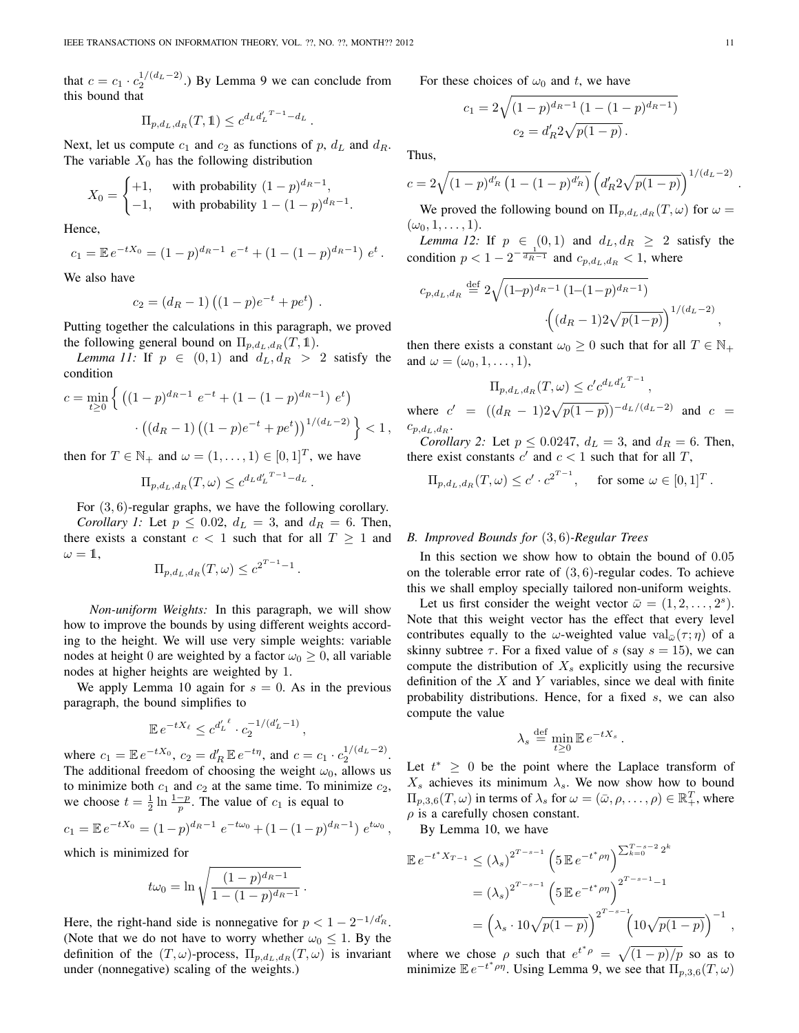that $c = c_1 \cdot c_2^{1/(d_L-2)}$.) By Lemma 9 we can conclude from this bound that

$$\Pi_{p,d_L,d_R}(T, \mathbb{1}) \le c^{d_L {d'_L}^{T-1} - d_L}\,.$$

Next, let us compute $c_1$ and $c_2$ as functions of $p$, $d_L$ and $d_R$. The variable $X_0$ has the following distribution

$$X_0 = \begin{cases} +1, & \text{with probability } (1-p)^{d_R-1}, \\ -1, & \text{with probability } 1-(1-p)^{d_R-1}. \end{cases}$$

Hence,

$$c_1 = \mathbb{E}\, e^{-tX_0} = (1-p)^{d_R-1}\, e^{-t} + (1-(1-p)^{d_R-1})\, e^{t}\,.$$

We also have

$$c_2 = (d_R - 1)\left((1-p)e^{-t} + pe^{t}\right)\,.$$

Putting together the calculations in this paragraph, we proved the following general bound on $\Pi_{p,d_L,d_R}(T, \mathbb{1})$.

*Lemma 11:* If $p \in (0,1)$ and $d_L, d_R > 2$ satisfy the condition

$$c = \min_{t\ge 0} \Big\{ \left((1-p)^{d_R-1}\, e^{-t} + (1-(1-p)^{d_R-1})\, e^{t}\right) \cdot \left((d_R-1)\left((1-p)e^{-t}+pe^{t}\right)\right)^{1/(d_L-2)} \Big\} < 1\,,$$

then for $T \in \mathbb{N}_+$ and $\omega = (1,\dots,1) \in [0,1]^T$, we have

$$\Pi_{p,d_L,d_R}(T, \omega) \le c^{d_L {d'_L}^{T-1} - d_L}\,.$$

For $(3,6)$-regular graphs, we have the following corollary.

*Corollary 1:* Let $p \le 0.02$, $d_L = 3$, and $d_R = 6$. Then, there exists a constant $c < 1$ such that for all $T \ge 1$ and $\omega = \mathbb{1}$,

$$\Pi_{p,d_L,d_R}(T, \omega) \le c^{2^{T-1}-1}\,.$$

*Non-uniform Weights:* In this paragraph, we will show how to improve the bounds by using different weights according to the height. We will use very simple weights: variable nodes at height 0 are weighted by a factor $\omega_0 \ge 0$, all variable nodes at higher heights are weighted by 1.

We apply Lemma 10 again for $s = 0$. As in the previous paragraph, the bound simplifies to

$$\mathbb{E}\, e^{-tX_\ell} \le c^{{d'_L}^{\ell}} \cdot c_2^{-1/(d'_L-1)}\,,$$

where $c_1 = \mathbb{E}\, e^{-tX_0}$, $c_2 = d'_R\, \mathbb{E}\, e^{-t\eta}$, and $c = c_1 \cdot c_2^{1/(d_L-2)}$. The additional freedom of choosing the weight $\omega_0$, allows us to minimize both $c_1$ and $c_2$ at the same time. To minimize $c_2$, we choose $t = \frac{1}{2}\ln\frac{1-p}{p}$. The value of $c_1$ is equal to

$$c_1 = \mathbb{E}\, e^{-tX_0} = (1-p)^{d_R-1}\, e^{-t\omega_0} + (1-(1-p)^{d_R-1})\, e^{t\omega_0}\,,$$

which is minimized for

$$t\omega_0 = \ln\sqrt{\frac{(1-p)^{d_R-1}}{1-(1-p)^{d_R-1}}}\,.$$

Here, the right-hand side is nonnegative for $p < 1 - 2^{-1/d'_R}$. (Note that we do not have to worry whether $\omega_0 \le 1$. By the definition of the $(T,\omega)$-process, $\Pi_{p,d_L,d_R}(T,\omega)$ is invariant under (nonnegative) scaling of the weights.)

For these choices of $\omega_0$ and $t$, we have

$$c_1 = 2\sqrt{(1-p)^{d_R-1}\left(1-(1-p)^{d_R-1}\right)}$$
$$c_2 = d'_R 2\sqrt{p(1-p)}\,.$$

Thus,

$$c = 2\sqrt{(1-p)^{d'_R}\left(1-(1-p)^{d'_R}\right)}\left(d'_R 2\sqrt{p(1-p)}\right)^{1/(d_L-2)}\,.$$

We proved the following bound on $\Pi_{p,d_L,d_R}(T,\omega)$ for $\omega = (\omega_0, 1, \dots, 1)$.

*Lemma 12:* If $p \in (0,1)$ and $d_L, d_R \ge 2$ satisfy the condition $p < 1 - 2^{-\frac{1}{d_R-1}}$ and $c_{p,d_L,d_R} < 1$, where

$$c_{p,d_L,d_R} \overset{\text{def}}{=} 2\sqrt{(1-p)^{d_R-1}\left(1-(1-p)^{d_R-1}\right)} \cdot\left((d_R-1)2\sqrt{p(1-p)}\right)^{1/(d_L-2)},$$

then there exists a constant $\omega_0 \ge 0$ such that for all $T \in \mathbb{N}_+$ and $\omega = (\omega_0, 1, \dots, 1)$,

$$\Pi_{p,d_L,d_R}(T,\omega) \le c' c^{d_L {d'_L}^{T-1}}\,,$$

where $c' = ((d_R-1)2\sqrt{p(1-p)})^{-d_L/(d_L-2)}$ and $c = c_{p,d_L,d_R}$.

*Corollary 2:* Let $p \le 0.0247$, $d_L = 3$, and $d_R = 6$. Then, there exist constants $c'$ and $c < 1$ such that for all $T$,

$$\Pi_{p,d_L,d_R}(T,\omega) \le c' \cdot c^{2^{T-1}}\,, \quad \text{for some } \omega \in [0,1]^T\,.$$

## B. Improved Bounds for $(3,6)$-Regular Trees

In this section we show how to obtain the bound of 0.05 on the tolerable error rate of $(3,6)$-regular codes. To achieve this we shall employ specially tailored non-uniform weights.

Let us first consider the weight vector $\bar{\omega} = (1, 2, \dots, 2^s)$. Note that this weight vector has the effect that every level contributes equally to the $\omega$-weighted value $\mathrm{val}_{\bar{\omega}}(\tau;\eta)$ of a skinny subtree $\tau$. For a fixed value of $s$ (say $s = 15$), we can compute the distribution of $X_s$ explicitly using the recursive definition of the $X$ and $Y$ variables, since we deal with finite probability distributions. Hence, for a fixed $s$, we can also compute the value

$$\lambda_s \overset{\text{def}}{=} \min_{t\ge 0} \mathbb{E}\, e^{-tX_s}\,.$$

Let $t^* \ge 0$ be the point where the Laplace transform of $X_s$ achieves its minimum $\lambda_s$. We now show how to bound $\Pi_{p,3,6}(T,\omega)$ in terms of $\lambda_s$ for $\omega = (\bar{\omega}, \rho, \dots, \rho) \in \mathbb{R}_+^T$, where $\rho$ is a carefully chosen constant.

By Lemma 10, we have

$$\begin{aligned}
\mathbb{E}\, e^{-t^* X_{T-1}} &\le (\lambda_s)^{2^{T-s-1}} \left(5\, \mathbb{E}\, e^{-t^*\rho\eta}\right)^{\sum_{k=0}^{T-s-2} 2^k} \\
&= (\lambda_s)^{2^{T-s-1}} \left(5\, \mathbb{E}\, e^{-t^*\rho\eta}\right)^{2^{T-s-1}-1} \\
&= \left(\lambda_s \cdot 10\sqrt{p(1-p)}\right)^{2^{T-s-1}} \left(10\sqrt{p(1-p)}\right)^{-1}\,,
\end{aligned}$$

where we chose $\rho$ such that $e^{t^*\rho} = \sqrt{(1-p)/p}$ so as to minimize $\mathbb{E}\, e^{-t^*\rho\eta}$. Using Lemma 9, we see that $\Pi_{p,3,6}(T,\omega)$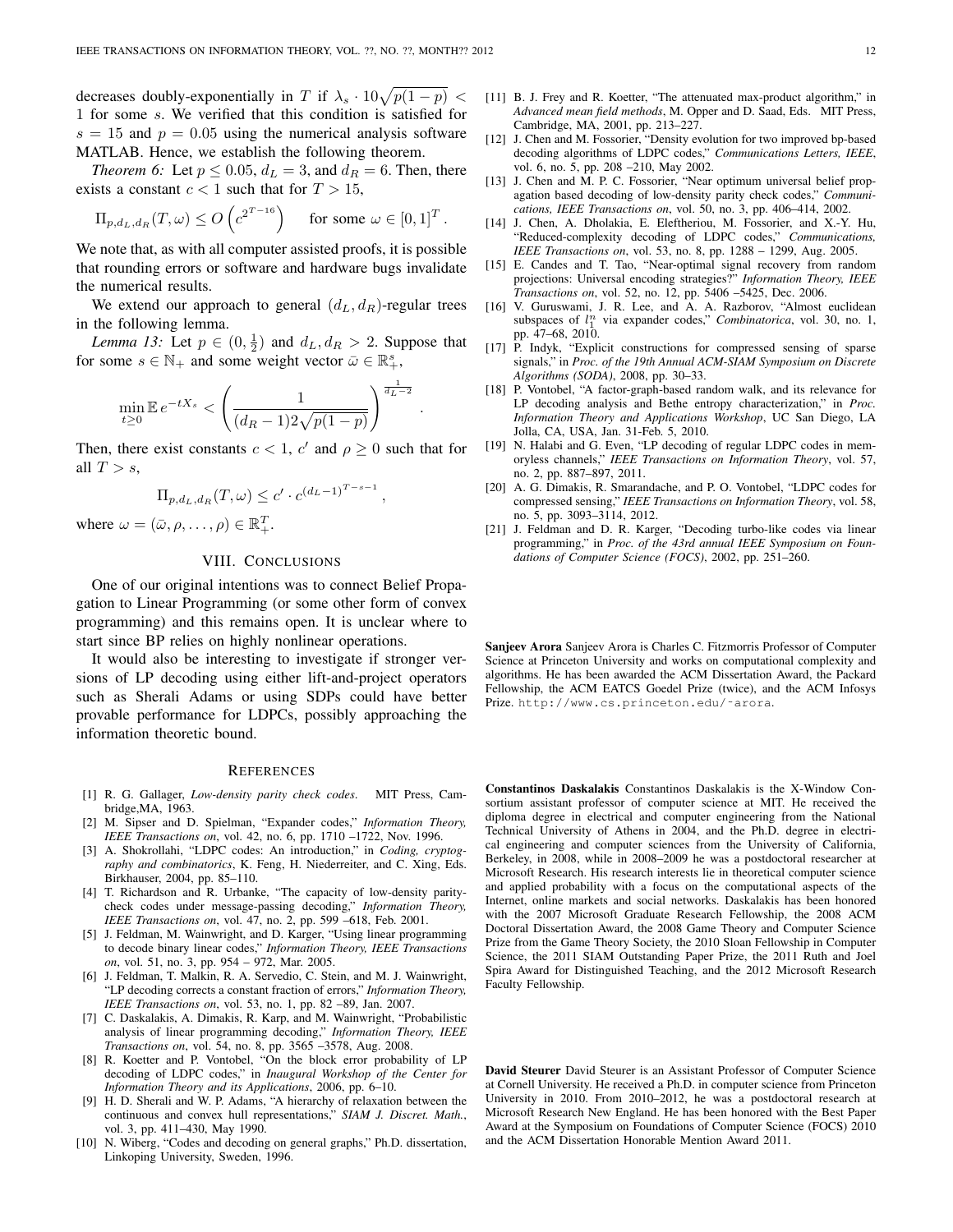decreases doubly-exponentially in $T$ if $\lambda_s \cdot 10\sqrt{p(1-p)} < 1$ for some $s$. We verified that this condition is satisfied for $s = 15$ and $p = 0.05$ using the numerical analysis software MATLAB. Hence, we establish the following theorem.

*Theorem 6:* Let $p \leq 0.05$, $d_L = 3$, and $d_R = 6$. Then, there exists a constant $c < 1$ such that for $T > 15$,

$$\Pi_{p,d_L,d_R}(T,\omega) \leq O\left(c^{2^{T-16}}\right) \qquad \text{for some } \omega \in [0,1]^T .$$

We note that, as with all computer assisted proofs, it is possible that rounding errors or software and hardware bugs invalidate the numerical results.

We extend our approach to general $(d_L, d_R)$-regular trees in the following lemma.

*Lemma 13:* Let $p \in (0, \frac{1}{2})$ and $d_L, d_R > 2$. Suppose that for some $s \in \mathbb{N}_+$ and some weight vector $\bar{\omega} \in \mathbb{R}_+^s$,

$$\min_{t \geq 0} \mathbb{E}\, e^{-tX_s} < \left(\frac{1}{(d_R-1)2\sqrt{p(1-p)}}\right)^{\frac{1}{d_L-2}} .$$

Then, there exist constants $c < 1$, $c'$ and $\rho \geq 0$ such that for all $T > s$,

$$\Pi_{p,d_L,d_R}(T,\omega) \leq c' \cdot c^{(d_L-1)^{T-s-1}} ,$$

where $\omega = (\bar{\omega}, \rho, \ldots, \rho) \in \mathbb{R}_+^T$.

## VIII. Conclusions

One of our original intentions was to connect Belief Propagation to Linear Programming (or some other form of convex programming) and this remains open. It is unclear where to start since BP relies on highly nonlinear operations.

It would also be interesting to investigate if stronger versions of LP decoding using either lift-and-project operators such as Sherali Adams or using SDPs could have better provable performance for LDPCs, possibly approaching the information theoretic bound.

## References

[1] R. G. Gallager, *Low-density parity check codes*. MIT Press, Cambridge,MA, 1963.

[2] M. Sipser and D. Spielman, "Expander codes," *Information Theory, IEEE Transactions on*, vol. 42, no. 6, pp. 1710 –1722, Nov. 1996.

[3] A. Shokrollahi, "LDPC codes: An introduction," in *Coding, cryptography and combinatorics*, K. Feng, H. Niederreiter, and C. Xing, Eds. Birkhauser, 2004, pp. 85–110.

[4] T. Richardson and R. Urbanke, "The capacity of low-density parity-check codes under message-passing decoding," *Information Theory, IEEE Transactions on*, vol. 47, no. 2, pp. 599 –618, Feb. 2001.

[5] J. Feldman, M. Wainwright, and D. Karger, "Using linear programming to decode binary linear codes," *Information Theory, IEEE Transactions on*, vol. 51, no. 3, pp. 954 – 972, Mar. 2005.

[6] J. Feldman, T. Malkin, R. A. Servedio, C. Stein, and M. J. Wainwright, "LP decoding corrects a constant fraction of errors," *Information Theory, IEEE Transactions on*, vol. 53, no. 1, pp. 82 –89, Jan. 2007.

[7] C. Daskalakis, A. Dimakis, R. Karp, and M. Wainwright, "Probabilistic analysis of linear programming decoding," *Information Theory, IEEE Transactions on*, vol. 54, no. 8, pp. 3565 –3578, Aug. 2008.

[8] R. Koetter and P. Vontobel, "On the block error probability of LP decoding of LDPC codes," in *Inaugural Workshop of the Center for Information Theory and its Applications*, 2006, pp. 6–10.

[9] H. D. Sherali and W. P. Adams, "A hierarchy of relaxation between the continuous and convex hull representations," *SIAM J. Discret. Math.*, vol. 3, pp. 411–430, May 1990.

[10] N. Wiberg, "Codes and decoding on general graphs," Ph.D. dissertation, Linkoping University, Sweden, 1996.

[11] B. J. Frey and R. Koetter, "The attenuated max-product algorithm," in *Advanced mean field methods*, M. Opper and D. Saad, Eds. MIT Press, Cambridge, MA, 2001, pp. 213–227.

[12] J. Chen and M. Fossorier, "Density evolution for two improved bp-based decoding algorithms of LDPC codes," *Communications Letters, IEEE*, vol. 6, no. 5, pp. 208 –210, May 2002.

[13] J. Chen and M. P. C. Fossorier, "Near optimum universal belief propagation based decoding of low-density parity check codes," *Communications, IEEE Transactions on*, vol. 50, no. 3, pp. 406–414, 2002.

[14] J. Chen, A. Dholakia, E. Eleftheriou, M. Fossorier, and X.-Y. Hu, "Reduced-complexity decoding of LDPC codes," *Communications, IEEE Transactions on*, vol. 53, no. 8, pp. 1288 – 1299, Aug. 2005.

[15] E. Candes and T. Tao, "Near-optimal signal recovery from random projections: Universal encoding strategies?" *Information Theory, IEEE Transactions on*, vol. 52, no. 12, pp. 5406 –5425, Dec. 2006.

[16] V. Guruswami, J. R. Lee, and A. A. Razborov, "Almost euclidean subspaces of $l_1^n$ via expander codes," *Combinatorica*, vol. 30, no. 1, pp. 47–68, 2010.

[17] P. Indyk, "Explicit constructions for compressed sensing of sparse signals," in *Proc. of the 19th Annual ACM-SIAM Symposium on Discrete Algorithms (SODA)*, 2008, pp. 30–33.

[18] P. Vontobel, "A factor-graph-based random walk, and its relevance for LP decoding analysis and Bethe entropy characterization," in *Proc. Information Theory and Applications Workshop*, UC San Diego, LA Jolla, CA, USA, Jan. 31-Feb. 5, 2010.

[19] N. Halabi and G. Even, "LP decoding of regular LDPC codes in memoryless channels," *IEEE Transactions on Information Theory*, vol. 57, no. 2, pp. 887–897, 2011.

[20] A. G. Dimakis, R. Smarandache, and P. O. Vontobel, "LDPC codes for compressed sensing," *IEEE Transactions on Information Theory*, vol. 58, no. 5, pp. 3093–3114, 2012.

[21] J. Feldman and D. R. Karger, "Decoding turbo-like codes via linear programming," in *Proc. of the 43rd annual IEEE Symposium on Foundations of Computer Science (FOCS)*, 2002, pp. 251–260.

**Sanjeev Arora** Sanjeev Arora is Charles C. Fitzmorris Professor of Computer Science at Princeton University and works on computational complexity and algorithms. He has been awarded the ACM Dissertation Award, the Packard Fellowship, the ACM EATCS Goedel Prize (twice), and the ACM Infosys Prize. http://www.cs.princeton.edu/~arora.

**Constantinos Daskalakis** Constantinos Daskalakis is the X-Window Consortium assistant professor of computer science at MIT. He received the diploma degree in electrical and computer engineering from the National Technical University of Athens in 2004, and the Ph.D. degree in electrical engineering and computer sciences from the University of California, Berkeley, in 2008, while in 2008–2009 he was a postdoctoral researcher at Microsoft Research. His research interests lie in theoretical computer science and applied probability with a focus on the computational aspects of the Internet, online markets and social networks. Daskalakis has been honored with the 2007 Microsoft Graduate Research Fellowship, the 2008 ACM Doctoral Dissertation Award, the 2008 Game Theory and Computer Science Prize from the Game Theory Society, the 2010 Sloan Fellowship in Computer Science, the 2011 SIAM Outstanding Paper Prize, the 2011 Ruth and Joel Spira Award for Distinguished Teaching, and the 2012 Microsoft Research Faculty Fellowship.

**David Steurer** David Steurer is an Assistant Professor of Computer Science at Cornell University. He received a Ph.D. in computer science from Princeton University in 2010. From 2010–2012, he was a postdoctoral research at Microsoft Research New England. He has been honored with the Best Paper Award at the Symposium on Foundations of Computer Science (FOCS) 2010 and the ACM Dissertation Honorable Mention Award 2011.